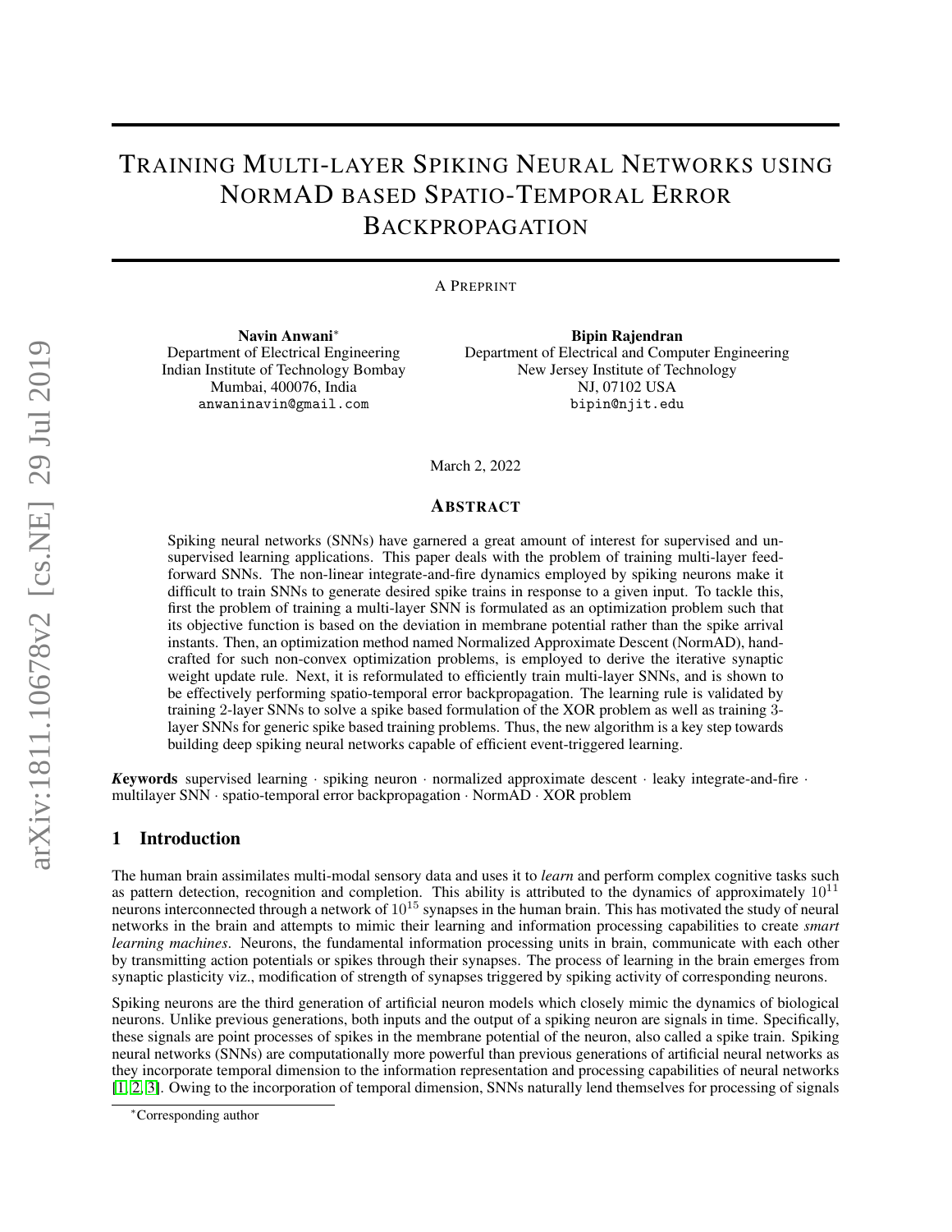# Training Multi-layer Spiking Neural Networks using NormAD based Spatio-Temporal Error Backpropagation

A Preprint

**Navin Anwani**[*]
Department of Electrical Engineering
Indian Institute of Technology Bombay
Mumbai, 400076, India
anwaninavin@gmail.com

**Bipin Rajendran**
Department of Electrical and Computer Engineering
New Jersey Institute of Technology
NJ, 07102 USA
bipin@njit.edu

March 2, 2022

## Abstract

Spiking neural networks (SNNs) have garnered a great amount of interest for supervised and unsupervised learning applications. This paper deals with the problem of training multi-layer feedforward SNNs. The non-linear integrate-and-fire dynamics employed by spiking neurons make it difficult to train SNNs to generate desired spike trains in response to a given input. To tackle this, first the problem of training a multi-layer SNN is formulated as an optimization problem such that its objective function is based on the deviation in membrane potential rather than the spike arrival instants. Then, an optimization method named Normalized Approximate Descent (NormAD), handcrafted for such non-convex optimization problems, is employed to derive the iterative synaptic weight update rule. Next, it is reformulated to efficiently train multi-layer SNNs, and is shown to be effectively performing spatio-temporal error backpropagation. The learning rule is validated by training 2-layer SNNs to solve a spike based formulation of the XOR problem as well as training 3-layer SNNs for generic spike based training problems. Thus, the new algorithm is a key step towards building deep spiking neural networks capable of efficient event-triggered learning.

***Keywords*** supervised learning · spiking neuron · normalized approximate descent · leaky integrate-and-fire · multilayer SNN · spatio-temporal error backpropagation · NormAD · XOR problem

## 1 Introduction

The human brain assimilates multi-modal sensory data and uses it to *learn* and perform complex cognitive tasks such as pattern detection, recognition and completion. This ability is attributed to the dynamics of approximately $10^{11}$ neurons interconnected through a network of $10^{15}$ synapses in the human brain. This has motivated the study of neural networks in the brain and attempts to mimic their learning and information processing capabilities to create *smart learning machines*. Neurons, the fundamental information processing units in brain, communicate with each other by transmitting action potentials or spikes through their synapses. The process of learning in the brain emerges from synaptic plasticity viz., modification of strength of synapses triggered by spiking activity of corresponding neurons.

Spiking neurons are the third generation of artificial neuron models which closely mimic the dynamics of biological neurons. Unlike previous generations, both inputs and the output of a spiking neuron are signals in time. Specifically, these signals are point processes of spikes in the membrane potential of the neuron, also called a spike train. Spiking neural networks (SNNs) are computationally more powerful than previous generations of artificial neural networks as they incorporate temporal dimension to the information representation and processing capabilities of neural networks [1, 2, 3]. Owing to the incorporation of temporal dimension, SNNs naturally lend themselves for processing of signals

[*]Corresponding author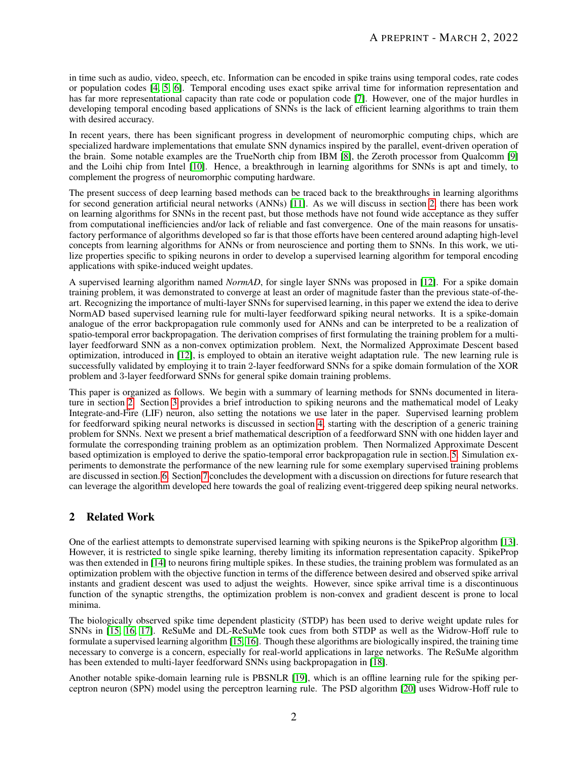in time such as audio, video, speech, etc. Information can be encoded in spike trains using temporal codes, rate codes or population codes [4, 5, 6]. Temporal encoding uses exact spike arrival time for information representation and has far more representational capacity than rate code or population code [7]. However, one of the major hurdles in developing temporal encoding based applications of SNNs is the lack of efficient learning algorithms to train them with desired accuracy.

In recent years, there has been significant progress in development of neuromorphic computing chips, which are specialized hardware implementations that emulate SNN dynamics inspired by the parallel, event-driven operation of the brain. Some notable examples are the TrueNorth chip from IBM [8], the Zeroth processor from Qualcomm [9] and the Loihi chip from Intel [10]. Hence, a breakthrough in learning algorithms for SNNs is apt and timely, to complement the progress of neuromorphic computing hardware.

The present success of deep learning based methods can be traced back to the breakthroughs in learning algorithms for second generation artificial neural networks (ANNs) [11]. As we will discuss in section 2, there has been work on learning algorithms for SNNs in the recent past, but those methods have not found wide acceptance as they suffer from computational inefficiencies and/or lack of reliable and fast convergence. One of the main reasons for unsatisfactory performance of algorithms developed so far is that those efforts have been centered around adapting high-level concepts from learning algorithms for ANNs or from neuroscience and porting them to SNNs. In this work, we utilize properties specific to spiking neurons in order to develop a supervised learning algorithm for temporal encoding applications with spike-induced weight updates.

A supervised learning algorithm named *NormAD*, for single layer SNNs was proposed in [12]. For a spike domain training problem, it was demonstrated to converge at least an order of magnitude faster than the previous state-of-the-art. Recognizing the importance of multi-layer SNNs for supervised learning, in this paper we extend the idea to derive NormAD based supervised learning rule for multi-layer feedforward spiking neural networks. It is a spike-domain analogue of the error backpropagation rule commonly used for ANNs and can be interpreted to be a realization of spatio-temporal error backpropagation. The derivation comprises of first formulating the training problem for a multi-layer feedforward SNN as a non-convex optimization problem. Next, the Normalized Approximate Descent based optimization, introduced in [12], is employed to obtain an iterative weight adaptation rule. The new learning rule is successfully validated by employing it to train 2-layer feedforward SNNs for a spike domain formulation of the XOR problem and 3-layer feedforward SNNs for general spike domain training problems.

This paper is organized as follows. We begin with a summary of learning methods for SNNs documented in literature in section 2. Section 3 provides a brief introduction to spiking neurons and the mathematical model of Leaky Integrate-and-Fire (LIF) neuron, also setting the notations we use later in the paper. Supervised learning problem for feedforward spiking neural networks is discussed in section 4, starting with the description of a generic training problem for SNNs. Next we present a brief mathematical description of a feedforward SNN with one hidden layer and formulate the corresponding training problem as an optimization problem. Then Normalized Approximate Descent based optimization is employed to derive the spatio-temporal error backpropagation rule in section 5. Simulation experiments to demonstrate the performance of the new learning rule for some exemplary supervised training problems are discussed in section 6. Section 7 concludes the development with a discussion on directions for future research that can leverage the algorithm developed here towards the goal of realizing event-triggered deep spiking neural networks.

## 2 Related Work

One of the earliest attempts to demonstrate supervised learning with spiking neurons is the SpikeProp algorithm [13]. However, it is restricted to single spike learning, thereby limiting its information representation capacity. SpikeProp was then extended in [14] to neurons firing multiple spikes. In these studies, the training problem was formulated as an optimization problem with the objective function in terms of the difference between desired and observed spike arrival instants and gradient descent was used to adjust the weights. However, since spike arrival time is a discontinuous function of the synaptic strengths, the optimization problem is non-convex and gradient descent is prone to local minima.

The biologically observed spike time dependent plasticity (STDP) has been used to derive weight update rules for SNNs in [15, 16, 17]. ReSuMe and DL-ReSuMe took cues from both STDP as well as the Widrow-Hoff rule to formulate a supervised learning algorithm [15, 16]. Though these algorithms are biologically inspired, the training time necessary to converge is a concern, especially for real-world applications in large networks. The ReSuMe algorithm has been extended to multi-layer feedforward SNNs using backpropagation in [18].

Another notable spike-domain learning rule is PBSNLR [19], which is an offline learning rule for the spiking perceptron neuron (SPN) model using the perceptron learning rule. The PSD algorithm [20] uses Widrow-Hoff rule to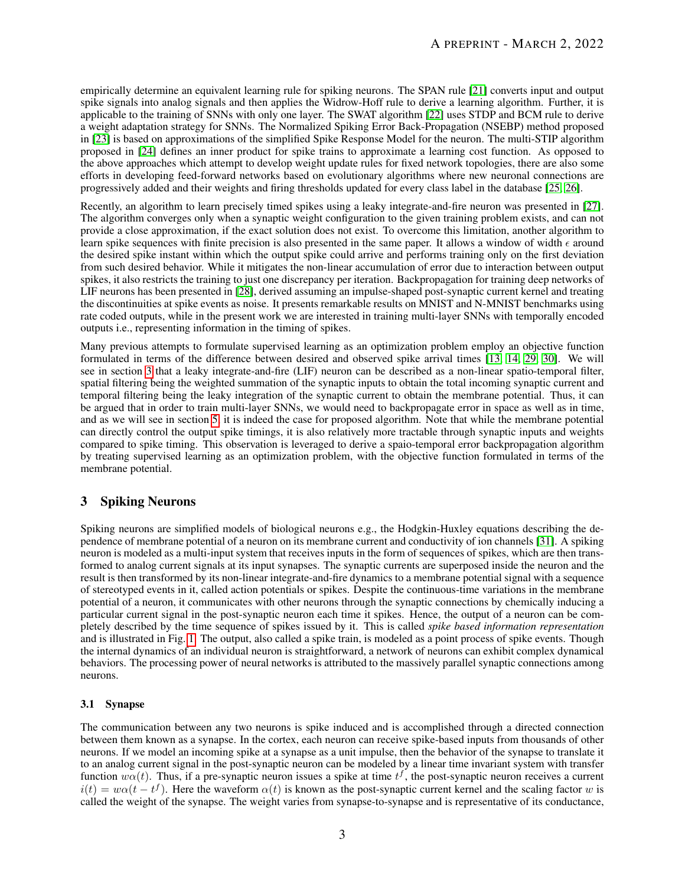empirically determine an equivalent learning rule for spiking neurons. The SPAN rule [21] converts input and output spike signals into analog signals and then applies the Widrow-Hoff rule to derive a learning algorithm. Further, it is applicable to the training of SNNs with only one layer. The SWAT algorithm [22] uses STDP and BCM rule to derive a weight adaptation strategy for SNNs. The Normalized Spiking Error Back-Propagation (NSEBP) method proposed in [23] is based on approximations of the simplified Spike Response Model for the neuron. The multi-STIP algorithm proposed in [24] defines an inner product for spike trains to approximate a learning cost function. As opposed to the above approaches which attempt to develop weight update rules for fixed network topologies, there are also some efforts in developing feed-forward networks based on evolutionary algorithms where new neuronal connections are progressively added and their weights and firing thresholds updated for every class label in the database [25, 26].

Recently, an algorithm to learn precisely timed spikes using a leaky integrate-and-fire neuron was presented in [27]. The algorithm converges only when a synaptic weight configuration to the given training problem exists, and can not provide a close approximation, if the exact solution does not exist. To overcome this limitation, another algorithm to learn spike sequences with finite precision is also presented in the same paper. It allows a window of width $\epsilon$ around the desired spike instant within which the output spike could arrive and performs training only on the first deviation from such desired behavior. While it mitigates the non-linear accumulation of error due to interaction between output spikes, it also restricts the training to just one discrepancy per iteration. Backpropagation for training deep networks of LIF neurons has been presented in [28], derived assuming an impulse-shaped post-synaptic current kernel and treating the discontinuities at spike events as noise. It presents remarkable results on MNIST and N-MNIST benchmarks using rate coded outputs, while in the present work we are interested in training multi-layer SNNs with temporally encoded outputs i.e., representing information in the timing of spikes.

Many previous attempts to formulate supervised learning as an optimization problem employ an objective function formulated in terms of the difference between desired and observed spike arrival times [13, 14, 29, 30]. We will see in section 3 that a leaky integrate-and-fire (LIF) neuron can be described as a non-linear spatio-temporal filter, spatial filtering being the weighted summation of the synaptic inputs to obtain the total incoming synaptic current and temporal filtering being the leaky integration of the synaptic current to obtain the membrane potential. Thus, it can be argued that in order to train multi-layer SNNs, we would need to backpropagate error in space as well as in time, and as we will see in section 5, it is indeed the case for proposed algorithm. Note that while the membrane potential can directly control the output spike timings, it is also relatively more tractable through synaptic inputs and weights compared to spike timing. This observation is leveraged to derive a spaio-temporal error backpropagation algorithm by treating supervised learning as an optimization problem, with the objective function formulated in terms of the membrane potential.

## 3 Spiking Neurons

Spiking neurons are simplified models of biological neurons e.g., the Hodgkin-Huxley equations describing the dependence of membrane potential of a neuron on its membrane current and conductivity of ion channels [31]. A spiking neuron is modeled as a multi-input system that receives inputs in the form of sequences of spikes, which are then transformed to analog current signals at its input synapses. The synaptic currents are superposed inside the neuron and the result is then transformed by its non-linear integrate-and-fire dynamics to a membrane potential signal with a sequence of stereotyped events in it, called action potentials or spikes. Despite the continuous-time variations in the membrane potential of a neuron, it communicates with other neurons through the synaptic connections by chemically inducing a particular current signal in the post-synaptic neuron each time it spikes. Hence, the output of a neuron can be completely described by the time sequence of spikes issued by it. This is called *spike based information representation* and is illustrated in Fig. 1. The output, also called a spike train, is modeled as a point process of spike events. Though the internal dynamics of an individual neuron is straightforward, a network of neurons can exhibit complex dynamical behaviors. The processing power of neural networks is attributed to the massively parallel synaptic connections among neurons.

### 3.1 Synapse

The communication between any two neurons is spike induced and is accomplished through a directed connection between them known as a synapse. In the cortex, each neuron can receive spike-based inputs from thousands of other neurons. If we model an incoming spike at a synapse as a unit impulse, then the behavior of the synapse to translate it to an analog current signal in the post-synaptic neuron can be modeled by a linear time invariant system with transfer function $w\alpha(t)$. Thus, if a pre-synaptic neuron issues a spike at time $t^f$, the post-synaptic neuron receives a current $i(t) = w\alpha(t - t^f)$. Here the waveform $\alpha(t)$ is known as the post-synaptic current kernel and the scaling factor $w$ is called the weight of the synapse. The weight varies from synapse-to-synapse and is representative of its conductance,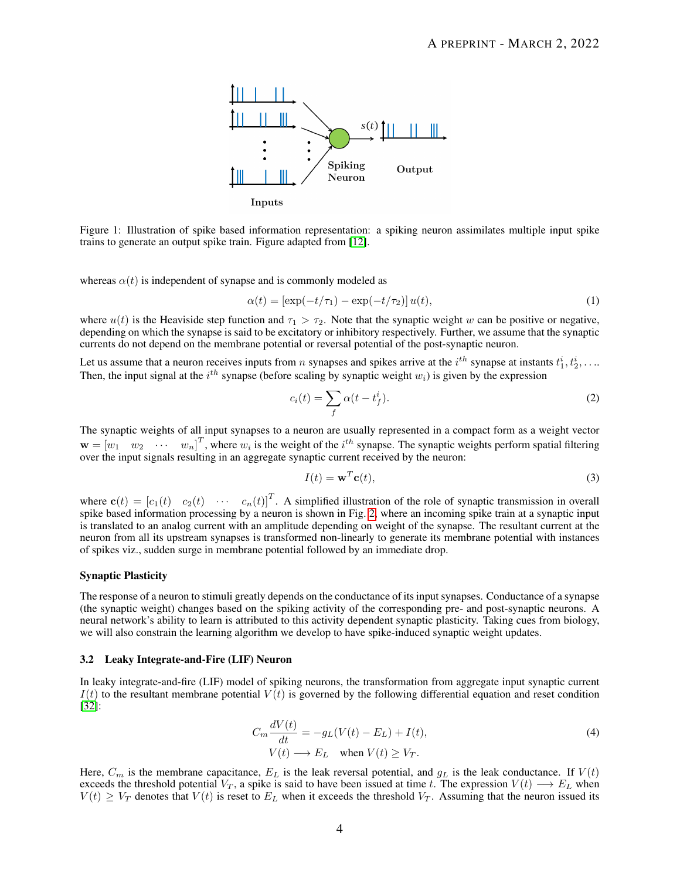Figure 1: Illustration of spike based information representation: a spiking neuron assimilates multiple input spike trains to generate an output spike train. Figure adapted from [12].

whereas $\alpha(t)$ is independent of synapse and is commonly modeled as

$$\alpha(t) = [\exp(-t/\tau_1) - \exp(-t/\tau_2)]\, u(t), \tag{1}$$

where $u(t)$ is the Heaviside step function and $\tau_1 > \tau_2$. Note that the synaptic weight $w$ can be positive or negative, depending on which the synapse is said to be excitatory or inhibitory respectively. Further, we assume that the synaptic currents do not depend on the membrane potential or reversal potential of the post-synaptic neuron.

Let us assume that a neuron receives inputs from $n$ synapses and spikes arrive at the $i^{th}$ synapse at instants $t_1^i, t_2^i, \ldots$. Then, the input signal at the $i^{th}$ synapse (before scaling by synaptic weight $w_i$) is given by the expression

$$c_i(t) = \sum_f \alpha(t - t_f^i). \tag{2}$$

The synaptic weights of all input synapses to a neuron are usually represented in a compact form as a weight vector $\mathbf{w} = \begin{bmatrix} w_1 & w_2 & \cdots & w_n \end{bmatrix}^T$, where $w_i$ is the weight of the $i^{th}$ synapse. The synaptic weights perform spatial filtering over the input signals resulting in an aggregate synaptic current received by the neuron:

$$I(t) = \mathbf{w}^T \mathbf{c}(t), \tag{3}$$

where $\mathbf{c}(t) = \begin{bmatrix} c_1(t) & c_2(t) & \cdots & c_n(t) \end{bmatrix}^T$. A simplified illustration of the role of synaptic transmission in overall spike based information processing by a neuron is shown in Fig. 2, where an incoming spike train at a synaptic input is translated to an analog current with an amplitude depending on weight of the synapse. The resultant current at the neuron from all its upstream synapses is transformed non-linearly to generate its membrane potential with instances of spikes viz., sudden surge in membrane potential followed by an immediate drop.

#### Synaptic Plasticity

The response of a neuron to stimuli greatly depends on the conductance of its input synapses. Conductance of a synapse (the synaptic weight) changes based on the spiking activity of the corresponding pre- and post-synaptic neurons. A neural network's ability to learn is attributed to this activity dependent synaptic plasticity. Taking cues from biology, we will also constrain the learning algorithm we develop to have spike-induced synaptic weight updates.

### 3.2 Leaky Integrate-and-Fire (LIF) Neuron

In leaky integrate-and-fire (LIF) model of spiking neurons, the transformation from aggregate input synaptic current $I(t)$ to the resultant membrane potential $V(t)$ is governed by the following differential equation and reset condition [32]:

$$\begin{aligned} C_m \frac{dV(t)}{dt} &= -g_L(V(t) - E_L) + I(t), \\ V(t) &\longrightarrow E_L \quad \text{when } V(t) \geq V_T. \end{aligned} \tag{4}$$

Here, $C_m$ is the membrane capacitance, $E_L$ is the leak reversal potential, and $g_L$ is the leak conductance. If $V(t)$ exceeds the threshold potential $V_T$, a spike is said to have been issued at time $t$. The expression $V(t) \longrightarrow E_L$ when $V(t) \geq V_T$ denotes that $V(t)$ is reset to $E_L$ when it exceeds the threshold $V_T$. Assuming that the neuron issued its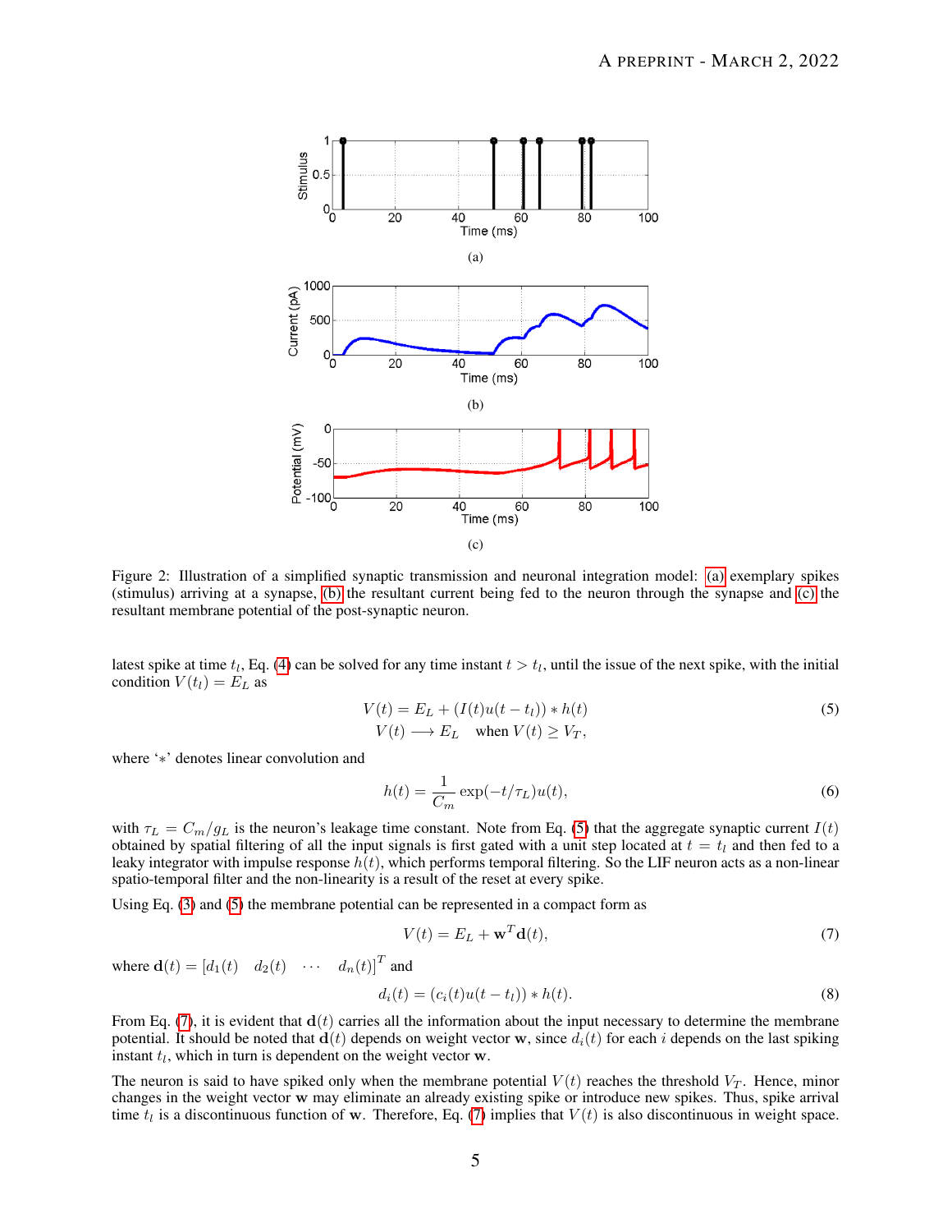Figure 2: Illustration of a simplified synaptic transmission and neuronal integration model: (a) exemplary spikes (stimulus) arriving at a synapse, (b) the resultant current being fed to the neuron through the synapse and (c) the resultant membrane potential of the post-synaptic neuron.

latest spike at time $t_l$, Eq. (4) can be solved for any time instant $t > t_l$, until the issue of the next spike, with the initial condition $V(t_l) = E_L$ as

$$
\begin{aligned}
V(t) &= E_L + (I(t)u(t - t_l)) * h(t) \\
V(t) &\longrightarrow E_L \quad \text{when } V(t) \geq V_T,
\end{aligned}
\tag{5}
$$

where '$*$' denotes linear convolution and

$$
h(t) = \frac{1}{C_m} \exp(-t/\tau_L) u(t), \tag{6}
$$

with $\tau_L = C_m/g_L$ is the neuron's leakage time constant. Note from Eq. (5) that the aggregate synaptic current $I(t)$ obtained by spatial filtering of all the input signals is first gated with a unit step located at $t = t_l$ and then fed to a leaky integrator with impulse response $h(t)$, which performs temporal filtering. So the LIF neuron acts as a non-linear spatio-temporal filter and the non-linearity is a result of the reset at every spike.

Using Eq. (3) and (5) the membrane potential can be represented in a compact form as

$$
V(t) = E_L + \mathbf{w}^T \mathbf{d}(t), \tag{7}
$$

where $\mathbf{d}(t) = [d_1(t) \quad d_2(t) \quad \cdots \quad d_n(t)]^T$ and

$$
d_i(t) = (c_i(t)u(t - t_l)) * h(t). \tag{8}
$$

From Eq. (7), it is evident that $\mathbf{d}(t)$ carries all the information about the input necessary to determine the membrane potential. It should be noted that $\mathbf{d}(t)$ depends on weight vector $\mathbf{w}$, since $d_i(t)$ for each $i$ depends on the last spiking instant $t_l$, which in turn is dependent on the weight vector $\mathbf{w}$.

The neuron is said to have spiked only when the membrane potential $V(t)$ reaches the threshold $V_T$. Hence, minor changes in the weight vector $\mathbf{w}$ may eliminate an already existing spike or introduce new spikes. Thus, spike arrival time $t_l$ is a discontinuous function of $\mathbf{w}$. Therefore, Eq. (7) implies that $V(t)$ is also discontinuous in weight space.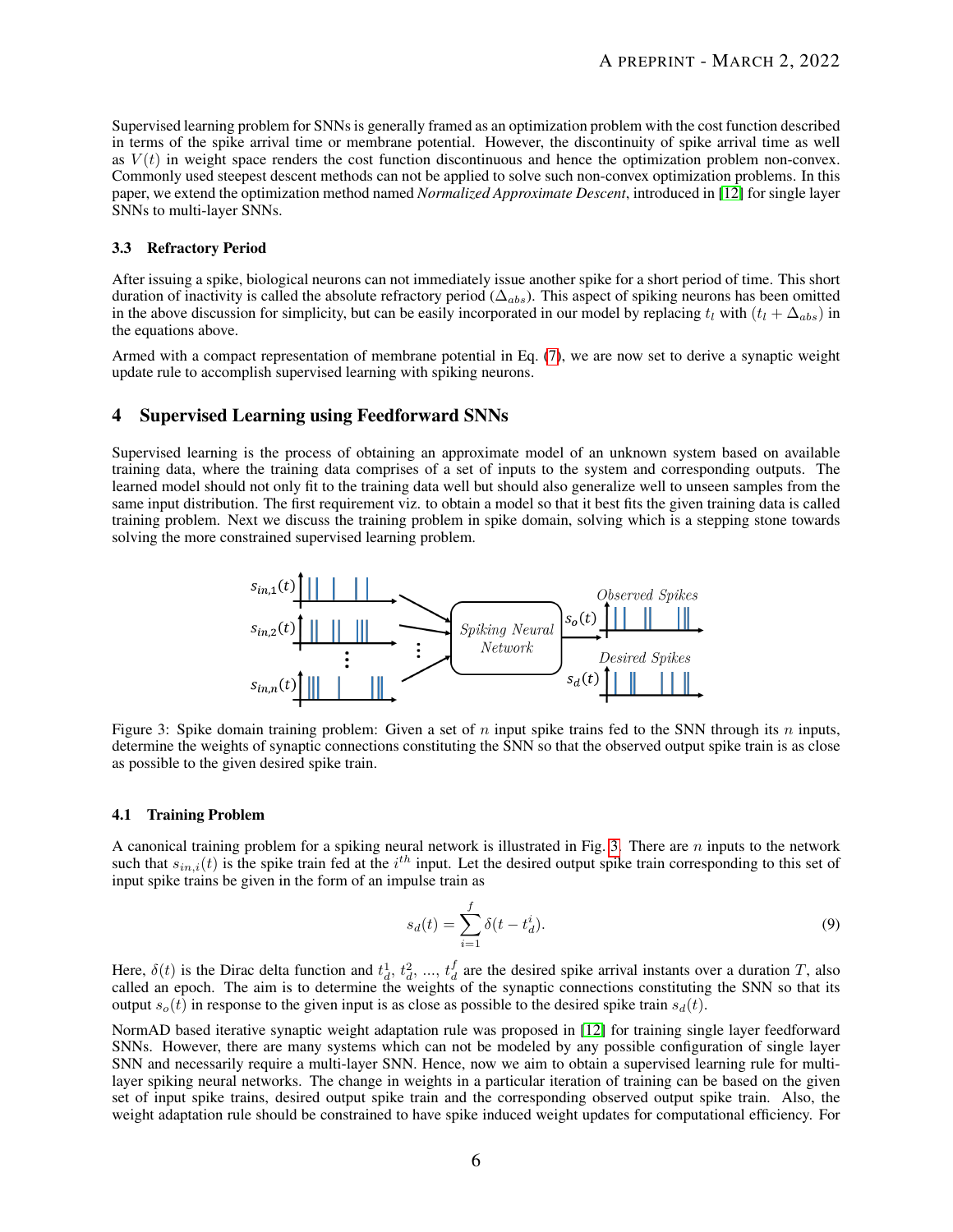Supervised learning problem for SNNs is generally framed as an optimization problem with the cost function described in terms of the spike arrival time or membrane potential. However, the discontinuity of spike arrival time as well as $V(t)$ in weight space renders the cost function discontinuous and hence the optimization problem non-convex. Commonly used steepest descent methods can not be applied to solve such non-convex optimization problems. In this paper, we extend the optimization method named *Normalized Approximate Descent*, introduced in [12] for single layer SNNs to multi-layer SNNs.

### 3.3 Refractory Period

After issuing a spike, biological neurons can not immediately issue another spike for a short period of time. This short duration of inactivity is called the absolute refractory period ($\Delta_{abs}$). This aspect of spiking neurons has been omitted in the above discussion for simplicity, but can be easily incorporated in our model by replacing $t_l$ with $(t_l + \Delta_{abs})$ in the equations above.

Armed with a compact representation of membrane potential in Eq. (7), we are now set to derive a synaptic weight update rule to accomplish supervised learning with spiking neurons.

## 4 Supervised Learning using Feedforward SNNs

Supervised learning is the process of obtaining an approximate model of an unknown system based on available training data, where the training data comprises of a set of inputs to the system and corresponding outputs. The learned model should not only fit to the training data well but should also generalize well to unseen samples from the same input distribution. The first requirement viz. to obtain a model so that it best fits the given training data is called training problem. Next we discuss the training problem in spike domain, solving which is a stepping stone towards solving the more constrained supervised learning problem.

Figure 3: Spike domain training problem: Given a set of $n$ input spike trains fed to the SNN through its $n$ inputs, determine the weights of synaptic connections constituting the SNN so that the observed output spike train is as close as possible to the given desired spike train.

### 4.1 Training Problem

A canonical training problem for a spiking neural network is illustrated in Fig. 3. There are $n$ inputs to the network such that $s_{in,i}(t)$ is the spike train fed at the $i^{th}$ input. Let the desired output spike train corresponding to this set of input spike trains be given in the form of an impulse train as

$$s_d(t) = \sum_{i=1}^{f} \delta(t - t_d^i). \tag{9}$$

Here, $\delta(t)$ is the Dirac delta function and $t_d^1$, $t_d^2$, ..., $t_d^f$ are the desired spike arrival instants over a duration $T$, also called an epoch. The aim is to determine the weights of the synaptic connections constituting the SNN so that its output $s_o(t)$ in response to the given input is as close as possible to the desired spike train $s_d(t)$.

NormAD based iterative synaptic weight adaptation rule was proposed in [12] for training single layer feedforward SNNs. However, there are many systems which can not be modeled by any possible configuration of single layer SNN and necessarily require a multi-layer SNN. Hence, now we aim to obtain a supervised learning rule for multi-layer spiking neural networks. The change in weights in a particular iteration of training can be based on the given set of input spike trains, desired output spike train and the corresponding observed output spike train. Also, the weight adaptation rule should be constrained to have spike induced weight updates for computational efficiency. For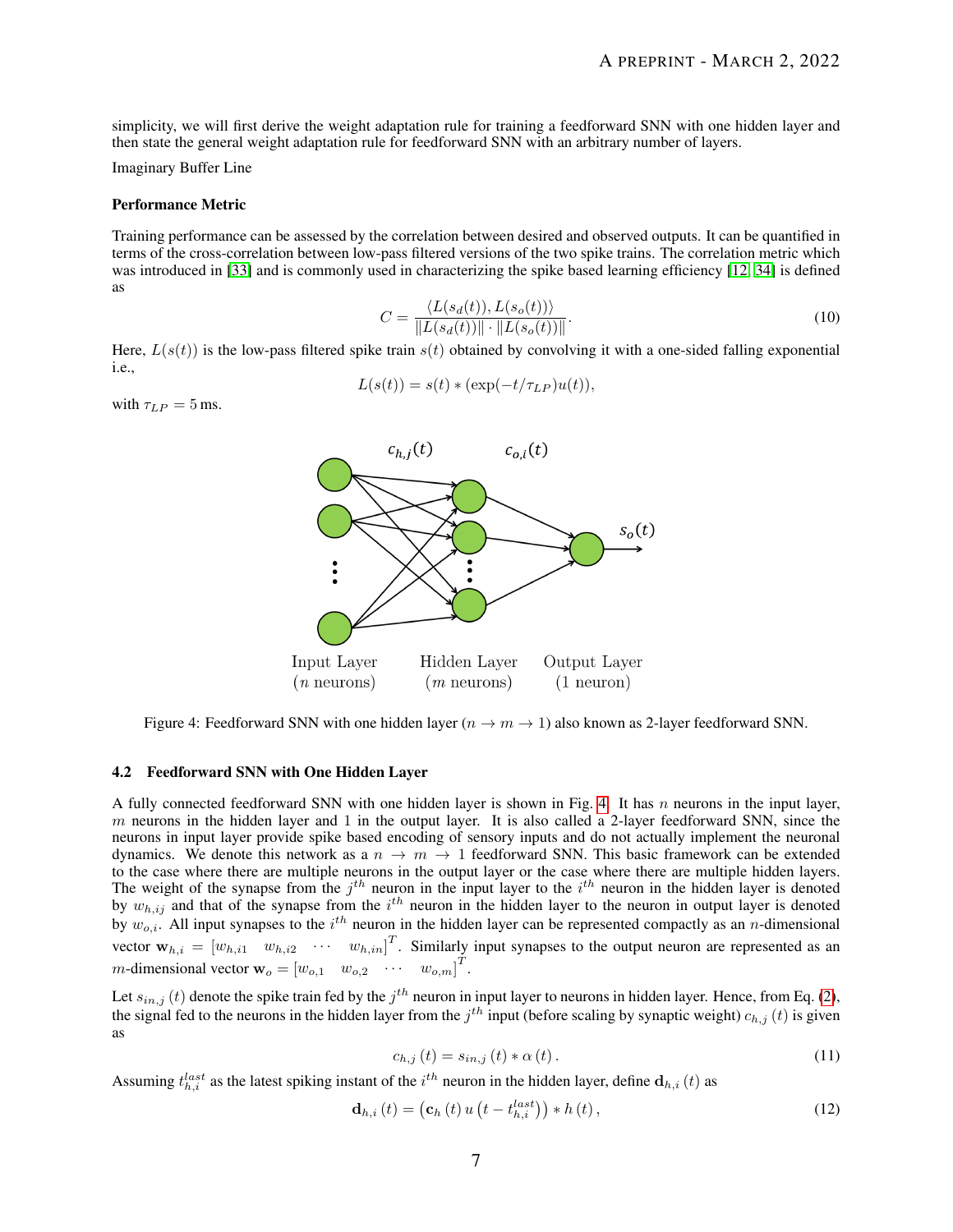simplicity, we will first derive the weight adaptation rule for training a feedforward SNN with one hidden layer and then state the general weight adaptation rule for feedforward SNN with an arbitrary number of layers.

Imaginary Buffer Line

#### Performance Metric

Training performance can be assessed by the correlation between desired and observed outputs. It can be quantified in terms of the cross-correlation between low-pass filtered versions of the two spike trains. The correlation metric which was introduced in [33] and is commonly used in characterizing the spike based learning efficiency [12, 34] is defined as

$$C = \frac{\langle L(s_d(t)), L(s_o(t)) \rangle}{\|L(s_d(t))\| \cdot \|L(s_o(t))\|}. \tag{10}$$

Here, $L(s(t))$ is the low-pass filtered spike train $s(t)$ obtained by convolving it with a one-sided falling exponential i.e.,

$$L(s(t)) = s(t) * (\exp(-t/\tau_{LP})u(t)),$$

with $\tau_{LP} = 5\,\text{ms}$.

Figure 4: Feedforward SNN with one hidden layer ($n \to m \to 1$) also known as 2-layer feedforward SNN.

### 4.2 Feedforward SNN with One Hidden Layer

A fully connected feedforward SNN with one hidden layer is shown in Fig. 4. It has $n$ neurons in the input layer, $m$ neurons in the hidden layer and 1 in the output layer. It is also called a 2-layer feedforward SNN, since the neurons in input layer provide spike based encoding of sensory inputs and do not actually implement the neuronal dynamics. We denote this network as a $n \to m \to 1$ feedforward SNN. This basic framework can be extended to the case where there are multiple neurons in the output layer or the case where there are multiple hidden layers. The weight of the synapse from the $j^{th}$ neuron in the input layer to the $i^{th}$ neuron in the hidden layer is denoted by $w_{h,ij}$ and that of the synapse from the $i^{th}$ neuron in the hidden layer to the neuron in output layer is denoted by $w_{o,i}$. All input synapses to the $i^{th}$ neuron in the hidden layer can be represented compactly as an $n$-dimensional vector $\mathbf{w}_{h,i} = \begin{bmatrix} w_{h,i1} & w_{h,i2} & \cdots & w_{h,in} \end{bmatrix}^T$. Similarly input synapses to the output neuron are represented as an $m$-dimensional vector $\mathbf{w}_o = \begin{bmatrix} w_{o,1} & w_{o,2} & \cdots & w_{o,m} \end{bmatrix}^T$.

Let $s_{in,j}(t)$ denote the spike train fed by the $j^{th}$ neuron in input layer to neurons in hidden layer. Hence, from Eq. (2), the signal fed to the neurons in the hidden layer from the $j^{th}$ input (before scaling by synaptic weight) $c_{h,j}(t)$ is given as

$$c_{h,j}(t) = s_{in,j}(t) * \alpha(t). \tag{11}$$

Assuming $t_{h,i}^{last}$ as the latest spiking instant of the $i^{th}$ neuron in the hidden layer, define $\mathbf{d}_{h,i}(t)$ as

$$\mathbf{d}_{h,i}(t) = \left(\mathbf{c}_h(t)\, u\left(t - t_{h,i}^{last}\right)\right) * h(t), \tag{12}$$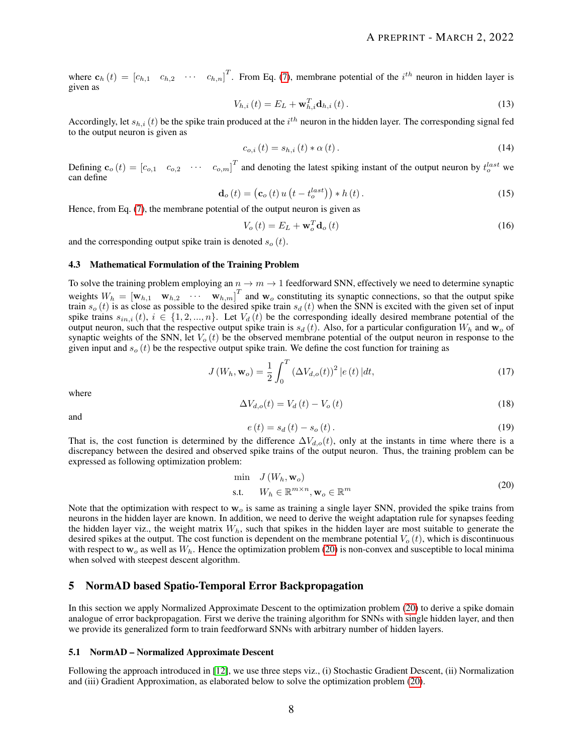where $\mathbf{c}_h(t) = \begin{bmatrix} c_{h,1} & c_{h,2} & \cdots & c_{h,n} \end{bmatrix}^T$. From Eq. (7), membrane potential of the $i^{th}$ neuron in hidden layer is given as

$$V_{h,i}(t) = E_L + \mathbf{w}_{h,i}^T \mathbf{d}_{h,i}(t). \tag{13}$$

Accordingly, let $s_{h,i}(t)$ be the spike train produced at the $i^{th}$ neuron in the hidden layer. The corresponding signal fed to the output neuron is given as

$$c_{o,i}(t) = s_{h,i}(t) * \alpha(t). \tag{14}$$

Defining $\mathbf{c}_o(t) = \begin{bmatrix} c_{o,1} & c_{o,2} & \cdots & c_{o,m} \end{bmatrix}^T$ and denoting the latest spiking instant of the output neuron by $t_o^{last}$ we can define

$$\mathbf{d}_o(t) = \left(\mathbf{c}_o(t)\, u\left(t - t_o^{last}\right)\right) * h(t). \tag{15}$$

Hence, from Eq. (7), the membrane potential of the output neuron is given as

$$V_o(t) = E_L + \mathbf{w}_o^T \mathbf{d}_o(t) \tag{16}$$

and the corresponding output spike train is denoted $s_o(t)$.

### 4.3 Mathematical Formulation of the Training Problem

To solve the training problem employing an $n \to m \to 1$ feedforward SNN, effectively we need to determine synaptic weights $W_h = \begin{bmatrix} \mathbf{w}_{h,1} & \mathbf{w}_{h,2} & \cdots & \mathbf{w}_{h,m} \end{bmatrix}^T$ and $\mathbf{w}_o$ constituting its synaptic connections, so that the output spike train $s_o(t)$ is as close as possible to the desired spike train $s_d(t)$ when the SNN is excited with the given set of input spike trains $s_{in,i}(t)$, $i \in \{1, 2, ..., n\}$. Let $V_d(t)$ be the corresponding ideally desired membrane potential of the output neuron, such that the respective output spike train is $s_d(t)$. Also, for a particular configuration $W_h$ and $\mathbf{w}_o$ of synaptic weights of the SNN, let $V_o(t)$ be the observed membrane potential of the output neuron in response to the given input and $s_o(t)$ be the respective output spike train. We define the cost function for training as

$$J(W_h, \mathbf{w}_o) = \frac{1}{2} \int_0^T \left(\Delta V_{d,o}(t)\right)^2 |e(t)|\, dt, \tag{17}$$

where

$$\Delta V_{d,o}(t) = V_d(t) - V_o(t) \tag{18}$$

and

$$e(t) = s_d(t) - s_o(t). \tag{19}$$

That is, the cost function is determined by the difference $\Delta V_{d,o}(t)$, only at the instants in time where there is a discrepancy between the desired and observed spike trains of the output neuron. Thus, the training problem can be expressed as following optimization problem:

$$\begin{aligned} \min \quad & J(W_h, \mathbf{w}_o) \\ \text{s.t.} \quad & W_h \in \mathbb{R}^{m \times n}, \mathbf{w}_o \in \mathbb{R}^m \end{aligned} \tag{20}$$

Note that the optimization with respect to $\mathbf{w}_o$ is same as training a single layer SNN, provided the spike trains from neurons in the hidden layer are known. In addition, we need to derive the weight adaptation rule for synapses feeding the hidden layer viz., the weight matrix $W_h$, such that spikes in the hidden layer are most suitable to generate the desired spikes at the output. The cost function is dependent on the membrane potential $V_o(t)$, which is discontinuous with respect to $\mathbf{w}_o$ as well as $W_h$. Hence the optimization problem (20) is non-convex and susceptible to local minima when solved with steepest descent algorithm.

## 5 NormAD based Spatio-Temporal Error Backpropagation

In this section we apply Normalized Approximate Descent to the optimization problem (20) to derive a spike domain analogue of error backpropagation. First we derive the training algorithm for SNNs with single hidden layer, and then we provide its generalized form to train feedforward SNNs with arbitrary number of hidden layers.

### 5.1 NormAD – Normalized Approximate Descent

Following the approach introduced in [12], we use three steps viz., (i) Stochastic Gradient Descent, (ii) Normalization and (iii) Gradient Approximation, as elaborated below to solve the optimization problem (20).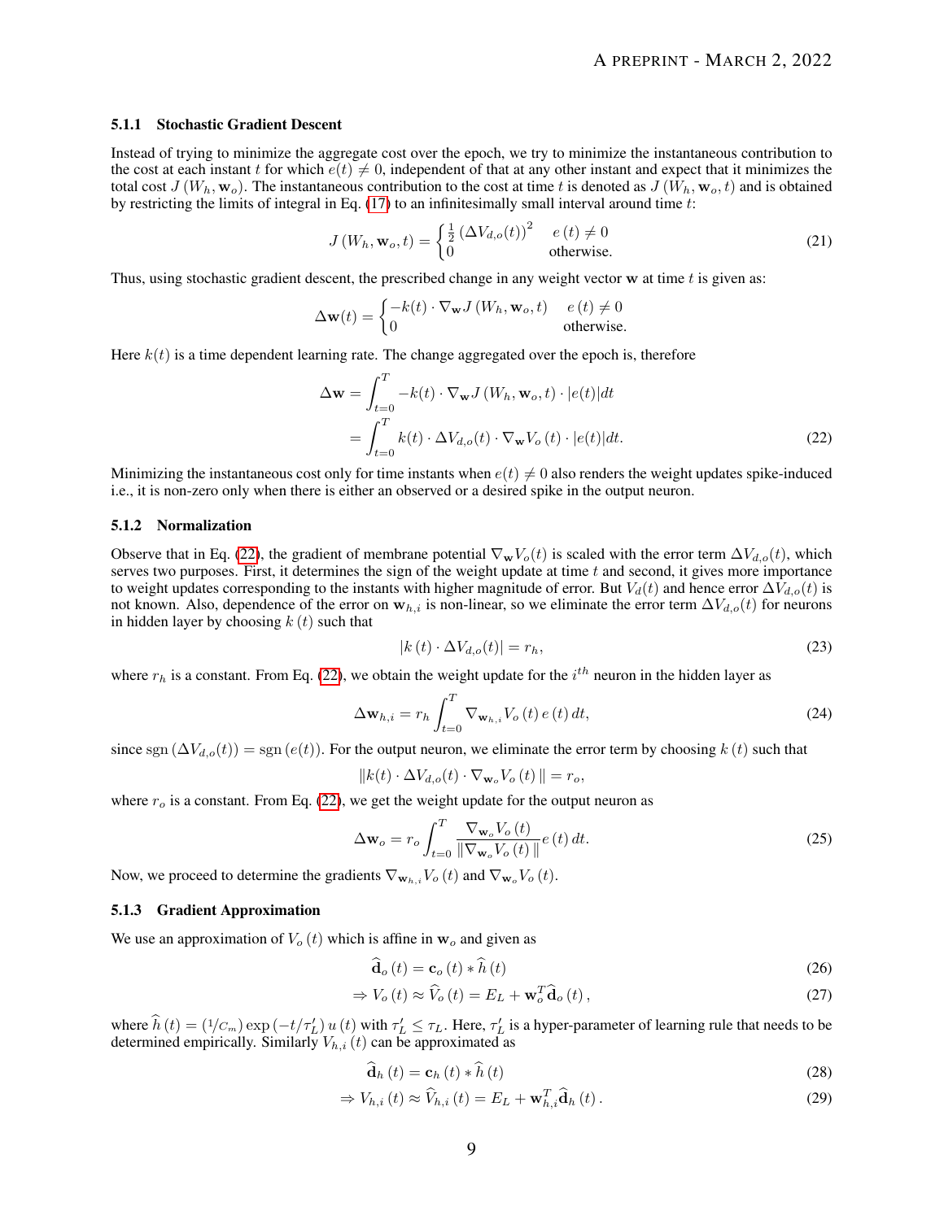#### 5.1.1 Stochastic Gradient Descent

Instead of trying to minimize the aggregate cost over the epoch, we try to minimize the instantaneous contribution to the cost at each instant $t$ for which $e(t) \neq 0$, independent of that at any other instant and expect that it minimizes the total cost $J(W_h, \mathbf{w}_o)$. The instantaneous contribution to the cost at time $t$ is denoted as $J(W_h, \mathbf{w}_o, t)$ and is obtained by restricting the limits of integral in Eq. (17) to an infinitesimally small interval around time $t$:

$$J(W_h, \mathbf{w}_o, t) = \begin{cases} \frac{1}{2}(\Delta V_{d,o}(t))^2 & e(t) \neq 0 \\ 0 & \text{otherwise.} \end{cases} \tag{21}$$

Thus, using stochastic gradient descent, the prescribed change in any weight vector $\mathbf{w}$ at time $t$ is given as:

$$\Delta \mathbf{w}(t) = \begin{cases} -k(t) \cdot \nabla_{\mathbf{w}} J(W_h, \mathbf{w}_o, t) & e(t) \neq 0 \\ 0 & \text{otherwise.} \end{cases}$$

Here $k(t)$ is a time dependent learning rate. The change aggregated over the epoch is, therefore

$$\begin{aligned} \Delta \mathbf{w} &= \int_{t=0}^{T} -k(t) \cdot \nabla_{\mathbf{w}} J(W_h, \mathbf{w}_o, t) \cdot |e(t)| dt \\ &= \int_{t=0}^{T} k(t) \cdot \Delta V_{d,o}(t) \cdot \nabla_{\mathbf{w}} V_o(t) \cdot |e(t)| dt. \end{aligned} \tag{22}$$

Minimizing the instantaneous cost only for time instants when $e(t) \neq 0$ also renders the weight updates spike-induced i.e., it is non-zero only when there is either an observed or a desired spike in the output neuron.

#### 5.1.2 Normalization

Observe that in Eq. (22), the gradient of membrane potential $\nabla_{\mathbf{w}} V_o(t)$ is scaled with the error term $\Delta V_{d,o}(t)$, which serves two purposes. First, it determines the sign of the weight update at time $t$ and second, it gives more importance to weight updates corresponding to the instants with higher magnitude of error. But $V_d(t)$ and hence error $\Delta V_{d,o}(t)$ is not known. Also, dependence of the error on $\mathbf{w}_{h,i}$ is non-linear, so we eliminate the error term $\Delta V_{d,o}(t)$ for neurons in hidden layer by choosing $k(t)$ such that

$$|k(t) \cdot \Delta V_{d,o}(t)| = r_h, \tag{23}$$

where $r_h$ is a constant. From Eq. (22), we obtain the weight update for the $i^{th}$ neuron in the hidden layer as

$$\Delta \mathbf{w}_{h,i} = r_h \int_{t=0}^{T} \nabla_{\mathbf{w}_{h,i}} V_o(t) \, e(t) \, dt, \tag{24}$$

since $\operatorname{sgn}(\Delta V_{d,o}(t)) = \operatorname{sgn}(e(t))$. For the output neuron, we eliminate the error term by choosing $k(t)$ such that

$$\|k(t) \cdot \Delta V_{d,o}(t) \cdot \nabla_{\mathbf{w}_o} V_o(t)\| = r_o,$$

where $r_o$ is a constant. From Eq. (22), we get the weight update for the output neuron as

$$\Delta \mathbf{w}_o = r_o \int_{t=0}^{T} \frac{\nabla_{\mathbf{w}_o} V_o(t)}{\|\nabla_{\mathbf{w}_o} V_o(t)\|} e(t) \, dt. \tag{25}$$

Now, we proceed to determine the gradients $\nabla_{\mathbf{w}_{h,i}} V_o(t)$ and $\nabla_{\mathbf{w}_o} V_o(t)$.

#### 5.1.3 Gradient Approximation

We use an approximation of $V_o(t)$ which is affine in $\mathbf{w}_o$ and given as

$$\widehat{\mathbf{d}}_o(t) = \mathbf{c}_o(t) * \widehat{h}(t) \tag{26}$$

$$\Rightarrow V_o(t) \approx \widehat{V}_o(t) = E_L + \mathbf{w}_o^T \widehat{\mathbf{d}}_o(t), \tag{27}$$

where $\widehat{h}(t) = (1/C_m) \exp(-t/\tau_L') \, u(t)$ with $\tau_L' \leq \tau_L$. Here, $\tau_L'$ is a hyper-parameter of learning rule that needs to be determined empirically. Similarly $V_{h,i}(t)$ can be approximated as

$$\widehat{\mathbf{d}}_h(t) = \mathbf{c}_h(t) * \widehat{h}(t) \tag{28}$$

$$\Rightarrow V_{h,i}(t) \approx \widehat{V}_{h,i}(t) = E_L + \mathbf{w}_{h,i}^T \widehat{\mathbf{d}}_h(t). \tag{29}$$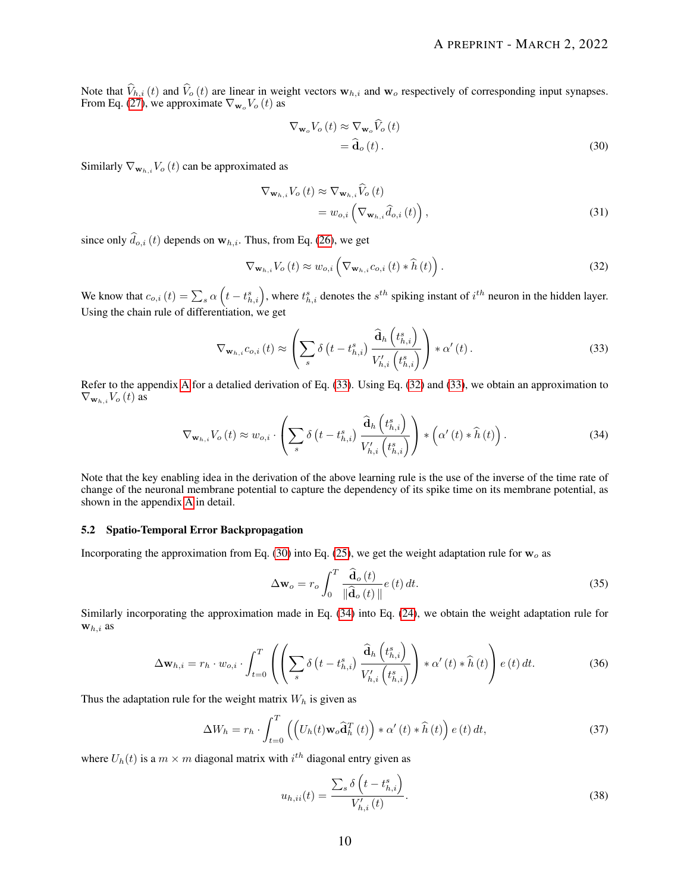Note that $\widehat{V}_{h,i}(t)$ and $\widehat{V}_o(t)$ are linear in weight vectors $\mathbf{w}_{h,i}$ and $\mathbf{w}_o$ respectively of corresponding input synapses. From Eq. (27), we approximate $\nabla_{\mathbf{w}_o} V_o(t)$ as

$$\begin{aligned}
\nabla_{\mathbf{w}_o} V_o(t) &\approx \nabla_{\mathbf{w}_o} \widehat{V}_o(t) \\
&= \widehat{\mathbf{d}}_o(t). 
\end{aligned} \tag{30}$$

Similarly $\nabla_{\mathbf{w}_{h,i}} V_o(t)$ can be approximated as

$$\begin{aligned}
\nabla_{\mathbf{w}_{h,i}} V_o(t) &\approx \nabla_{\mathbf{w}_{h,i}} \widehat{V}_o(t) \\
&= w_{o,i} \left( \nabla_{\mathbf{w}_{h,i}} \widehat{d}_{o,i}(t) \right), 
\end{aligned} \tag{31}$$

since only $\widehat{d}_{o,i}(t)$ depends on $\mathbf{w}_{h,i}$. Thus, from Eq. (26), we get

$$\nabla_{\mathbf{w}_{h,i}} V_o(t) \approx w_{o,i} \left( \nabla_{\mathbf{w}_{h,i}} c_{o,i}(t) * \widehat{h}(t) \right). \tag{32}$$

We know that $c_{o,i}(t) = \sum_s \alpha\left(t - t_{h,i}^s\right)$, where $t_{h,i}^s$ denotes the $s^{th}$ spiking instant of $i^{th}$ neuron in the hidden layer. Using the chain rule of differentiation, we get

$$\nabla_{\mathbf{w}_{h,i}} c_{o,i}(t) \approx \left( \sum_s \delta\left(t - t_{h,i}^s\right) \frac{\widehat{\mathbf{d}}_h\left(t_{h,i}^s\right)}{V'_{h,i}\left(t_{h,i}^s\right)} \right) * \alpha'(t). \tag{33}$$

Refer to the appendix A for a detalied derivation of Eq. (33). Using Eq. (32) and (33), we obtain an approximation to $\nabla_{\mathbf{w}_{h,i}} V_o(t)$ as

$$\nabla_{\mathbf{w}_{h,i}} V_o(t) \approx w_{o,i} \cdot \left( \sum_s \delta\left(t - t_{h,i}^s\right) \frac{\widehat{\mathbf{d}}_h\left(t_{h,i}^s\right)}{V'_{h,i}\left(t_{h,i}^s\right)} \right) * \left( \alpha'(t) * \widehat{h}(t) \right). \tag{34}$$

Note that the key enabling idea in the derivation of the above learning rule is the use of the inverse of the time rate of change of the neuronal membrane potential to capture the dependency of its spike time on its membrane potential, as shown in the appendix A in detail.

### 5.2 Spatio-Temporal Error Backpropagation

Incorporating the approximation from Eq. (30) into Eq. (25), we get the weight adaptation rule for $\mathbf{w}_o$ as

$$\Delta \mathbf{w}_o = r_o \int_0^T \frac{\widehat{\mathbf{d}}_o(t)}{\|\widehat{\mathbf{d}}_o(t)\|} e(t)\, dt. \tag{35}$$

Similarly incorporating the approximation made in Eq. (34) into Eq. (24), we obtain the weight adaptation rule for $\mathbf{w}_{h,i}$ as

$$\Delta \mathbf{w}_{h,i} = r_h \cdot w_{o,i} \cdot \int_{t=0}^T \left( \left( \sum_s \delta\left(t - t_{h,i}^s\right) \frac{\widehat{\mathbf{d}}_h\left(t_{h,i}^s\right)}{V'_{h,i}\left(t_{h,i}^s\right)} \right) * \alpha'(t) * \widehat{h}(t) \right) e(t)\, dt. \tag{36}$$

Thus the adaptation rule for the weight matrix $W_h$ is given as

$$\Delta W_h = r_h \cdot \int_{t=0}^T \left( \left( U_h(t) \mathbf{w}_o \widehat{\mathbf{d}}_h^T(t) \right) * \alpha'(t) * \widehat{h}(t) \right) e(t)\, dt, \tag{37}$$

where $U_h(t)$ is a $m \times m$ diagonal matrix with $i^{th}$ diagonal entry given as

$$u_{h,ii}(t) = \frac{\sum_s \delta\left(t - t_{h,i}^s\right)}{V'_{h,i}(t)}. \tag{38}$$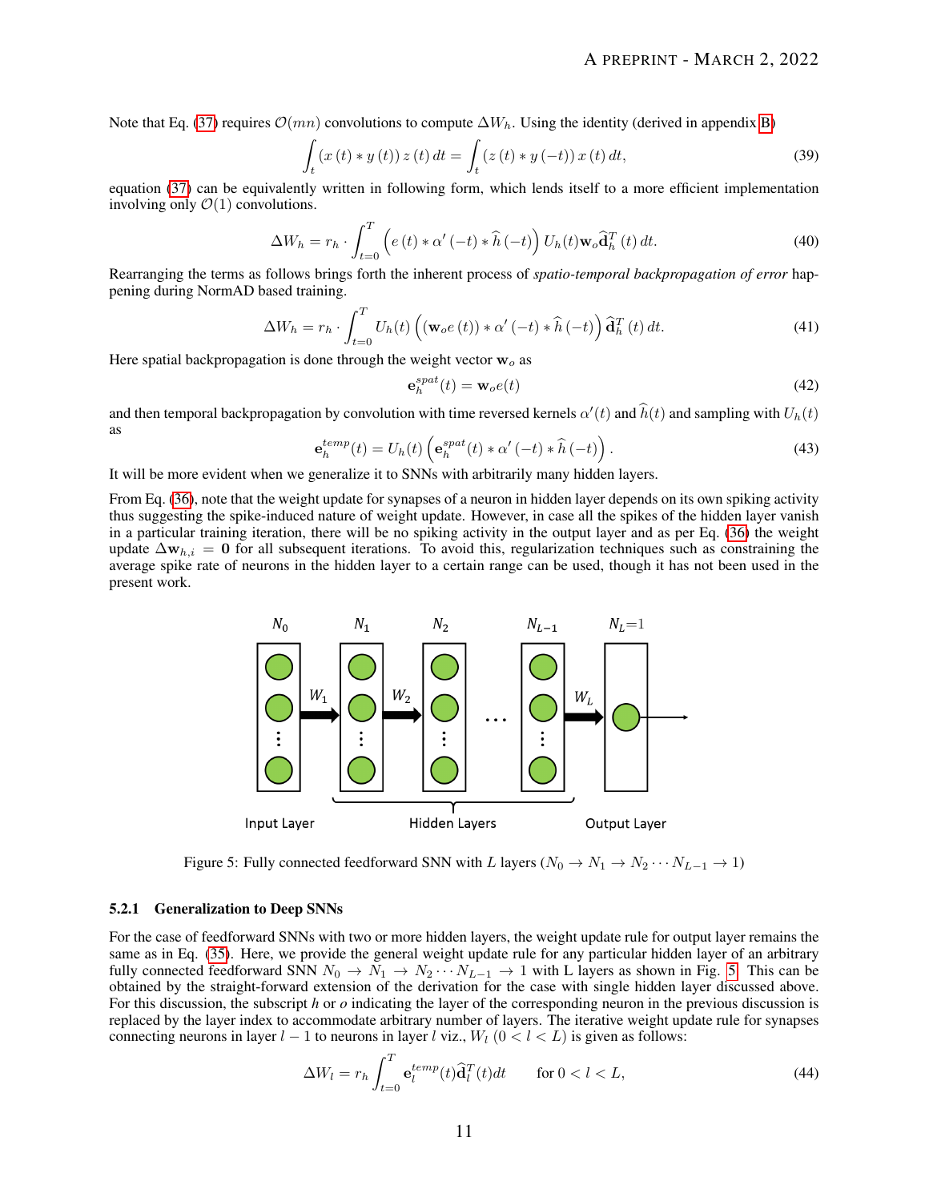Note that Eq. (37) requires $\mathcal{O}(mn)$ convolutions to compute $\Delta W_h$. Using the identity (derived in appendix B)

$$\int_t (x(t) * y(t))\, z(t)\, dt = \int_t (z(t) * y(-t))\, x(t)\, dt, \tag{39}$$

equation (37) can be equivalently written in following form, which lends itself to a more efficient implementation involving only $\mathcal{O}(1)$ convolutions.

$$\Delta W_h = r_h \cdot \int_{t=0}^{T} \left( e(t) * \alpha'(-t) * \widehat{h}(-t) \right) U_h(t) \mathbf{w}_o \widehat{\mathbf{d}}_h^T(t)\, dt. \tag{40}$$

Rearranging the terms as follows brings forth the inherent process of *spatio-temporal backpropagation of error* happening during NormAD based training.

$$\Delta W_h = r_h \cdot \int_{t=0}^{T} U_h(t) \left( (\mathbf{w}_o e(t)) * \alpha'(-t) * \widehat{h}(-t) \right) \widehat{\mathbf{d}}_h^T(t)\, dt. \tag{41}$$

Here spatial backpropagation is done through the weight vector $\mathbf{w}_o$ as

$$\mathbf{e}_h^{spat}(t) = \mathbf{w}_o e(t) \tag{42}$$

and then temporal backpropagation by convolution with time reversed kernels $\alpha'(t)$ and $\widehat{h}(t)$ and sampling with $U_h(t)$ as

$$\mathbf{e}_h^{temp}(t) = U_h(t) \left( \mathbf{e}_h^{spat}(t) * \alpha'(-t) * \widehat{h}(-t) \right). \tag{43}$$

It will be more evident when we generalize it to SNNs with arbitrarily many hidden layers.

From Eq. (36), note that the weight update for synapses of a neuron in hidden layer depends on its own spiking activity thus suggesting the spike-induced nature of weight update. However, in case all the spikes of the hidden layer vanish in a particular training iteration, there will be no spiking activity in the output layer and as per Eq. (36) the weight update $\Delta \mathbf{w}_{h,i} = \mathbf{0}$ for all subsequent iterations. To avoid this, regularization techniques such as constraining the average spike rate of neurons in the hidden layer to a certain range can be used, though it has not been used in the present work.

Figure 5: Fully connected feedforward SNN with $L$ layers ($N_0 \rightarrow N_1 \rightarrow N_2 \cdots N_{L-1} \rightarrow 1$)

### 5.2.1 Generalization to Deep SNNs

For the case of feedforward SNNs with two or more hidden layers, the weight update rule for output layer remains the same as in Eq. (35). Here, we provide the general weight update rule for any particular hidden layer of an arbitrary fully connected feedforward SNN $N_0 \rightarrow N_1 \rightarrow N_2 \cdots N_{L-1} \rightarrow 1$ with L layers as shown in Fig. 5. This can be obtained by the straight-forward extension of the derivation for the case with single hidden layer discussed above. For this discussion, the subscript $h$ or $o$ indicating the layer of the corresponding neuron in the previous discussion is replaced by the layer index to accommodate arbitrary number of layers. The iterative weight update rule for synapses connecting neurons in layer $l-1$ to neurons in layer $l$ viz., $W_l$ $(0 < l < L)$ is given as follows:

$$\Delta W_l = r_h \int_{t=0}^{T} \mathbf{e}_l^{temp}(t) \widehat{\mathbf{d}}_l^T(t) dt \qquad \text{for } 0 < l < L, \tag{44}$$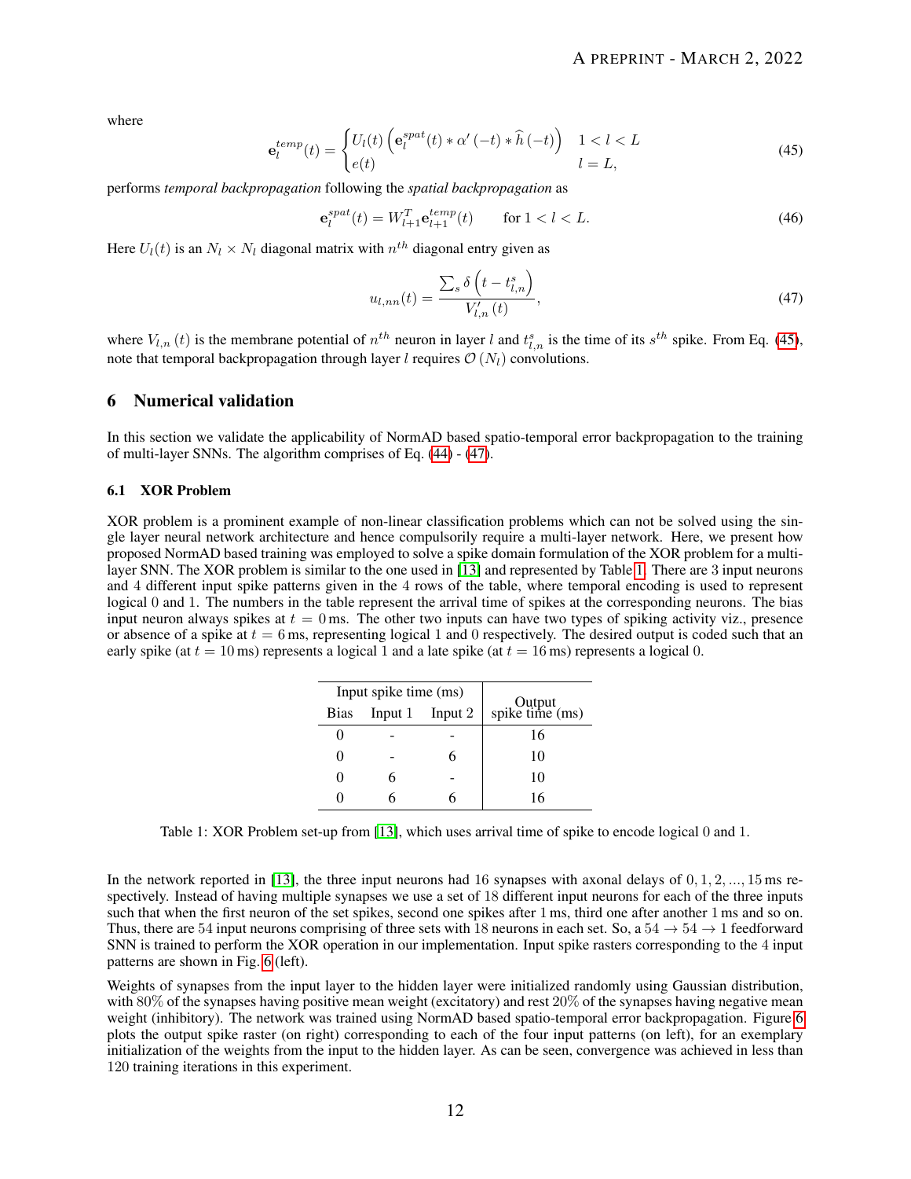where

$$\mathbf{e}_l^{temp}(t) = \begin{cases} U_l(t)\left(\mathbf{e}_l^{spat}(t) * \alpha'(-t) * \widehat{h}(-t)\right) & 1 < l < L \\ e(t) & l = L, \end{cases} \tag{45}$$

performs *temporal backpropagation* following the *spatial backpropagation* as

$$\mathbf{e}_l^{spat}(t) = W_{l+1}^T \mathbf{e}_{l+1}^{temp}(t) \qquad \text{for } 1 < l < L. \tag{46}$$

Here $U_l(t)$ is an $N_l \times N_l$ diagonal matrix with $n^{th}$ diagonal entry given as

$$u_{l,nn}(t) = \frac{\sum_s \delta\left(t - t_{l,n}^s\right)}{V'_{l,n}(t)}, \tag{47}$$

where $V_{l,n}(t)$ is the membrane potential of $n^{th}$ neuron in layer $l$ and $t_{l,n}^s$ is the time of its $s^{th}$ spike. From Eq. (45), note that temporal backpropagation through layer $l$ requires $\mathcal{O}(N_l)$ convolutions.

## 6 Numerical validation

In this section we validate the applicability of NormAD based spatio-temporal error backpropagation to the training of multi-layer SNNs. The algorithm comprises of Eq. (44) - (47).

### 6.1 XOR Problem

XOR problem is a prominent example of non-linear classification problems which can not be solved using the single layer neural network architecture and hence compulsorily require a multi-layer network. Here, we present how proposed NormAD based training was employed to solve a spike domain formulation of the XOR problem for a multi-layer SNN. The XOR problem is similar to the one used in [13] and represented by Table 1. There are 3 input neurons and 4 different input spike patterns given in the 4 rows of the table, where temporal encoding is used to represent logical 0 and 1. The numbers in the table represent the arrival time of spikes at the corresponding neurons. The bias input neuron always spikes at $t = 0$ ms. The other two inputs can have two types of spiking activity viz., presence or absence of a spike at $t = 6$ ms, representing logical 1 and 0 respectively. The desired output is coded such that an early spike (at $t = 10$ ms) represents a logical 1 and a late spike (at $t = 16$ ms) represents a logical 0.

| Input spike time (ms) | | | Output spike time (ms) |
|---|---|---|---|
| Bias | Input 1 | Input 2 | |
| 0 | - | - | 16 |
| 0 | - | 6 | 10 |
| 0 | 6 | - | 10 |
| 0 | 6 | 6 | 16 |

Table 1: XOR Problem set-up from [13], which uses arrival time of spike to encode logical 0 and 1.

In the network reported in [13], the three input neurons had 16 synapses with axonal delays of $0, 1, 2, ..., 15$ ms respectively. Instead of having multiple synapses we use a set of 18 different input neurons for each of the three inputs such that when the first neuron of the set spikes, second one spikes after 1 ms, third one after another 1 ms and so on. Thus, there are 54 input neurons comprising of three sets with 18 neurons in each set. So, a $54 \rightarrow 54 \rightarrow 1$ feedforward SNN is trained to perform the XOR operation in our implementation. Input spike rasters corresponding to the 4 input patterns are shown in Fig. 6 (left).

Weights of synapses from the input layer to the hidden layer were initialized randomly using Gaussian distribution, with 80% of the synapses having positive mean weight (excitatory) and rest 20% of the synapses having negative mean weight (inhibitory). The network was trained using NormAD based spatio-temporal error backpropagation. Figure 6 plots the output spike raster (on right) corresponding to each of the four input patterns (on left), for an exemplary initialization of the weights from the input to the hidden layer. As can be seen, convergence was achieved in less than 120 training iterations in this experiment.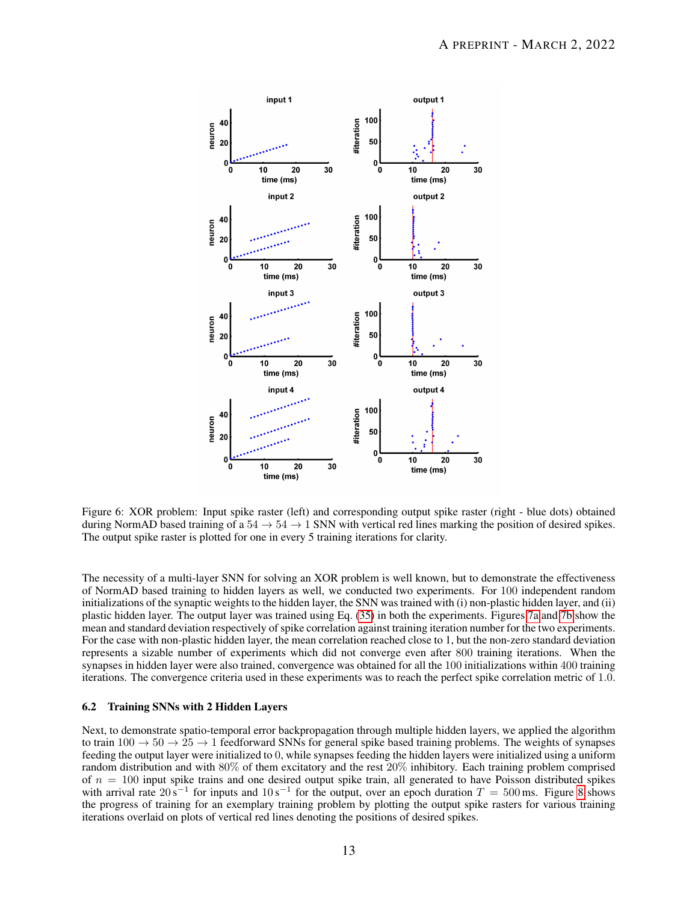Figure 6: XOR problem: Input spike raster (left) and corresponding output spike raster (right - blue dots) obtained during NormAD based training of a $54 \rightarrow 54 \rightarrow 1$ SNN with vertical red lines marking the position of desired spikes. The output spike raster is plotted for one in every 5 training iterations for clarity.

The necessity of a multi-layer SNN for solving an XOR problem is well known, but to demonstrate the effectiveness of NormAD based training to hidden layers as well, we conducted two experiments. For 100 independent random initializations of the synaptic weights to the hidden layer, the SNN was trained with (i) non-plastic hidden layer, and (ii) plastic hidden layer. The output layer was trained using Eq. (35) in both the experiments. Figures 7a and 7b show the mean and standard deviation respectively of spike correlation against training iteration number for the two experiments. For the case with non-plastic hidden layer, the mean correlation reached close to 1, but the non-zero standard deviation represents a sizable number of experiments which did not converge even after 800 training iterations. When the synapses in hidden layer were also trained, convergence was obtained for all the 100 initializations within 400 training iterations. The convergence criteria used in these experiments was to reach the perfect spike correlation metric of 1.0.

### 6.2 Training SNNs with 2 Hidden Layers

Next, to demonstrate spatio-temporal error backpropagation through multiple hidden layers, we applied the algorithm to train $100 \rightarrow 50 \rightarrow 25 \rightarrow 1$ feedforward SNNs for general spike based training problems. The weights of synapses feeding the output layer were initialized to 0, while synapses feeding the hidden layers were initialized using a uniform random distribution and with 80% of them excitatory and the rest 20% inhibitory. Each training problem comprised of $n = 100$ input spike trains and one desired output spike train, all generated to have Poisson distributed spikes with arrival rate $20\,\mathrm{s}^{-1}$ for inputs and $10\,\mathrm{s}^{-1}$ for the output, over an epoch duration $T = 500\,\mathrm{ms}$. Figure 8 shows the progress of training for an exemplary training problem by plotting the output spike rasters for various training iterations overlaid on plots of vertical red lines denoting the positions of desired spikes.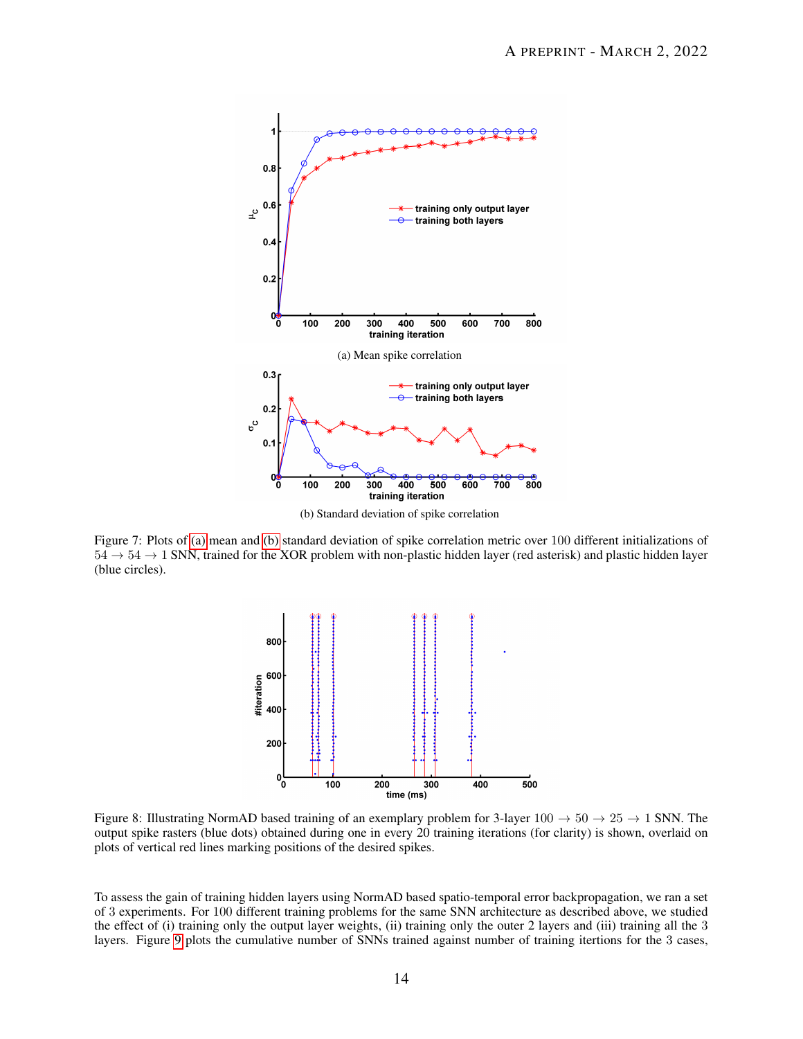(a) Mean spike correlation

(b) Standard deviation of spike correlation

Figure 7: Plots of (a) mean and (b) standard deviation of spike correlation metric over 100 different initializations of $54 \rightarrow 54 \rightarrow 1$ SNN, trained for the XOR problem with non-plastic hidden layer (red asterisk) and plastic hidden layer (blue circles).

Figure 8: Illustrating NormAD based training of an exemplary problem for 3-layer $100 \rightarrow 50 \rightarrow 25 \rightarrow 1$ SNN. The output spike rasters (blue dots) obtained during one in every 20 training iterations (for clarity) is shown, overlaid on plots of vertical red lines marking positions of the desired spikes.

To assess the gain of training hidden layers using NormAD based spatio-temporal error backpropagation, we ran a set of 3 experiments. For 100 different training problems for the same SNN architecture as described above, we studied the effect of (i) training only the output layer weights, (ii) training only the outer 2 layers and (iii) training all the 3 layers. Figure 9 plots the cumulative number of SNNs trained against number of training itertions for the 3 cases,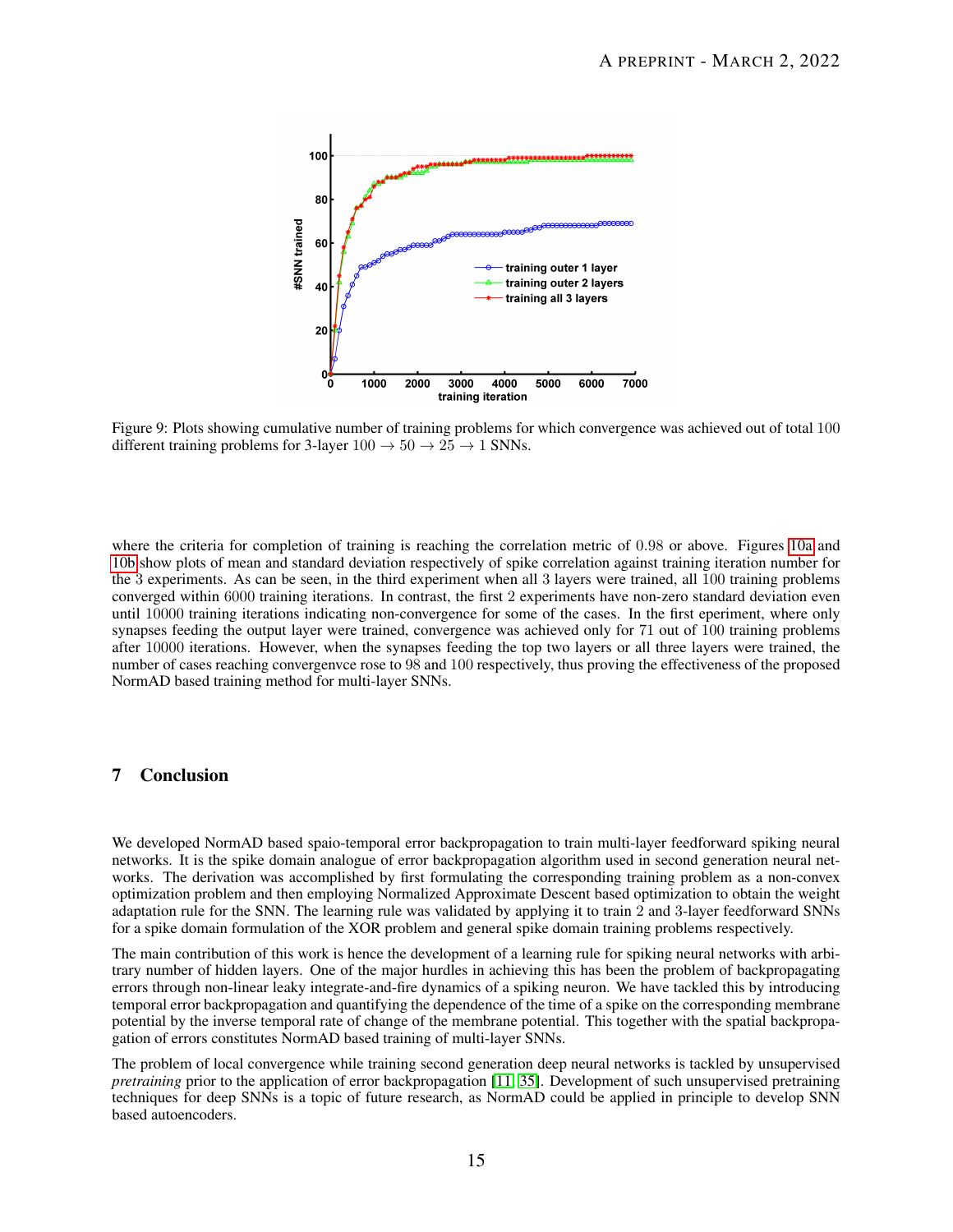Figure 9: Plots showing cumulative number of training problems for which convergence was achieved out of total 100 different training problems for 3-layer $100 \to 50 \to 25 \to 1$ SNNs.

where the criteria for completion of training is reaching the correlation metric of 0.98 or above. Figures 10a and 10b show plots of mean and standard deviation respectively of spike correlation against training iteration number for the 3 experiments. As can be seen, in the third experiment when all 3 layers were trained, all 100 training problems converged within 6000 training iterations. In contrast, the first 2 experiments have non-zero standard deviation even until 10000 training iterations indicating non-convergence for some of the cases. In the first eperiment, where only synapses feeding the output layer were trained, convergence was achieved only for 71 out of 100 training problems after 10000 iterations. However, when the synapses feeding the top two layers or all three layers were trained, the number of cases reaching convergenvce rose to 98 and 100 respectively, thus proving the effectiveness of the proposed NormAD based training method for multi-layer SNNs.

## 7 Conclusion

We developed NormAD based spaio-temporal error backpropagation to train multi-layer feedforward spiking neural networks. It is the spike domain analogue of error backpropagation algorithm used in second generation neural networks. The derivation was accomplished by first formulating the corresponding training problem as a non-convex optimization problem and then employing Normalized Approximate Descent based optimization to obtain the weight adaptation rule for the SNN. The learning rule was validated by applying it to train 2 and 3-layer feedforward SNNs for a spike domain formulation of the XOR problem and general spike domain training problems respectively.

The main contribution of this work is hence the development of a learning rule for spiking neural networks with arbitrary number of hidden layers. One of the major hurdles in achieving this has been the problem of backpropagating errors through non-linear leaky integrate-and-fire dynamics of a spiking neuron. We have tackled this by introducing temporal error backpropagation and quantifying the dependence of the time of a spike on the corresponding membrane potential by the inverse temporal rate of change of the membrane potential. This together with the spatial backpropagation of errors constitutes NormAD based training of multi-layer SNNs.

The problem of local convergence while training second generation deep neural networks is tackled by unsupervised *pretraining* prior to the application of error backpropagation [11, 35]. Development of such unsupervised pretraining techniques for deep SNNs is a topic of future research, as NormAD could be applied in principle to develop SNN based autoencoders.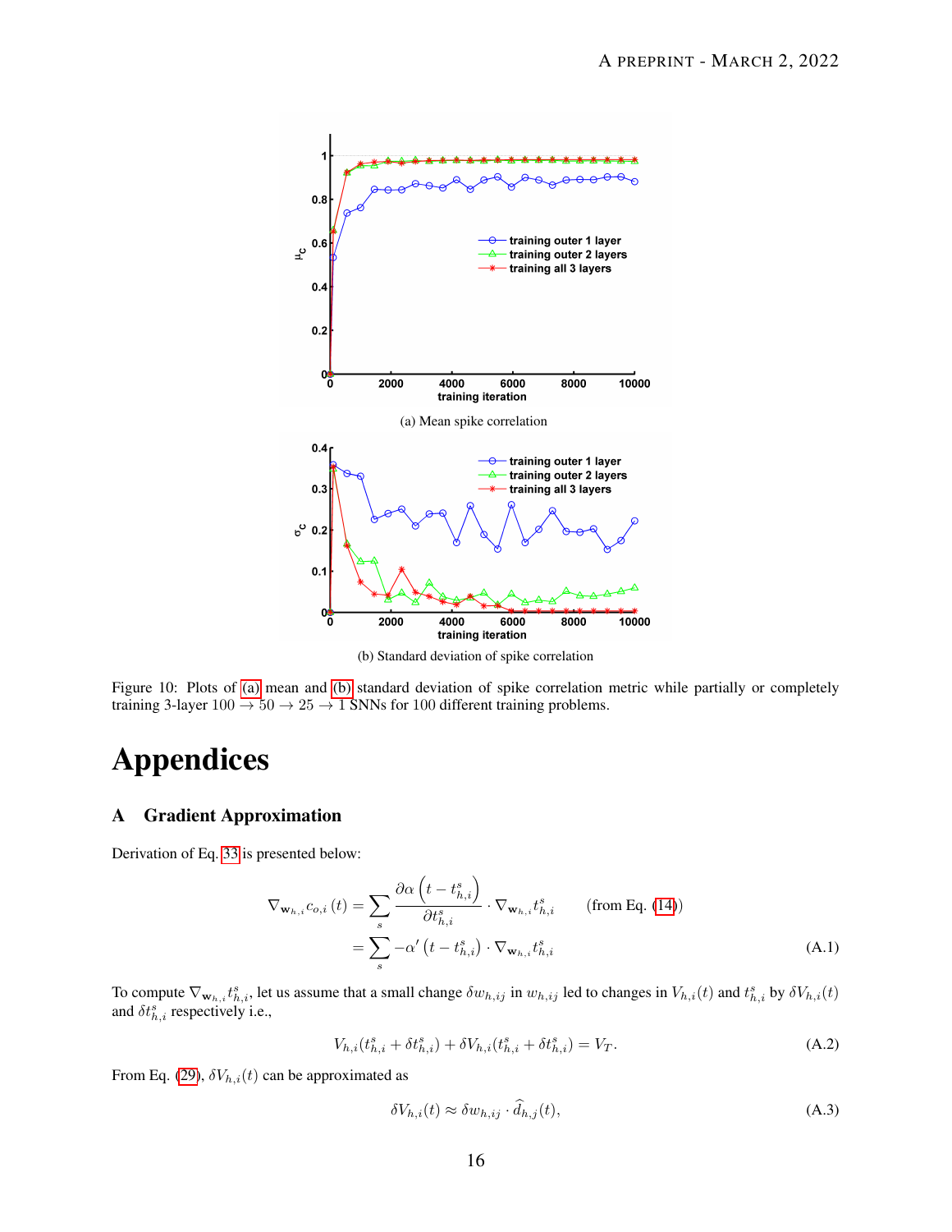(a) Mean spike correlation

(b) Standard deviation of spike correlation

Figure 10: Plots of (a) mean and (b) standard deviation of spike correlation metric while partially or completely training 3-layer $100 \rightarrow 50 \rightarrow 25 \rightarrow 1$ SNNs for 100 different training problems.

# Appendices

## A Gradient Approximation

Derivation of Eq. 33 is presented below:

$$\nabla_{\mathbf{w}_{h,i}} c_{o,i}(t) = \sum_{s} \frac{\partial \alpha \left(t - t_{h,i}^{s}\right)}{\partial t_{h,i}^{s}} \cdot \nabla_{\mathbf{w}_{h,i}} t_{h,i}^{s} \qquad \text{(from Eq. (14))}$$

$$= \sum_{s} -\alpha' \left(t - t_{h,i}^{s}\right) \cdot \nabla_{\mathbf{w}_{h,i}} t_{h,i}^{s} \tag{A.1}$$

To compute $\nabla_{\mathbf{w}_{h,i}} t_{h,i}^{s}$, let us assume that a small change $\delta w_{h,ij}$ in $w_{h,ij}$ led to changes in $V_{h,i}(t)$ and $t_{h,i}^{s}$ by $\delta V_{h,i}(t)$ and $\delta t_{h,i}^{s}$ respectively i.e.,

$$V_{h,i}(t_{h,i}^{s} + \delta t_{h,i}^{s}) + \delta V_{h,i}(t_{h,i}^{s} + \delta t_{h,i}^{s}) = V_T. \tag{A.2}$$

From Eq. (29), $\delta V_{h,i}(t)$ can be approximated as

$$\delta V_{h,i}(t) \approx \delta w_{h,ij} \cdot \widehat{d}_{h,j}(t), \tag{A.3}$$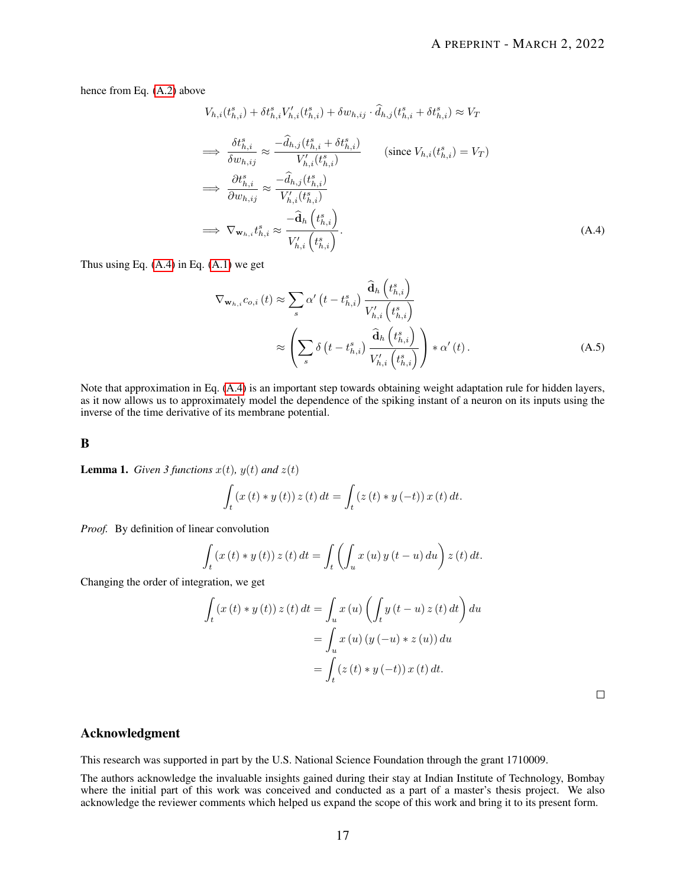hence from Eq. (A.2) above

$$
\begin{aligned}
& V_{h,i}(t^s_{h,i}) + \delta t^s_{h,i} V'_{h,i}(t^s_{h,i}) + \delta w_{h,ij} \cdot \widehat{d}_{h,j}(t^s_{h,i} + \delta t^s_{h,i}) \approx V_T \\
\implies & \frac{\delta t^s_{h,i}}{\delta w_{h,ij}} \approx \frac{-\widehat{d}_{h,j}(t^s_{h,i} + \delta t^s_{h,i})}{V'_{h,i}(t^s_{h,i})} \qquad (\text{since } V_{h,i}(t^s_{h,i}) = V_T) \\
\implies & \frac{\partial t^s_{h,i}}{\partial w_{h,ij}} \approx \frac{-\widehat{d}_{h,j}(t^s_{h,i})}{V'_{h,i}(t^s_{h,i})} \\
\implies & \nabla_{\mathbf{w}_{h,i}} t^s_{h,i} \approx \frac{-\widehat{\mathbf{d}}_h\left(t^s_{h,i}\right)}{V'_{h,i}\left(t^s_{h,i}\right)}.
\end{aligned} \tag{A.4}
$$

Thus using Eq. (A.4) in Eq. (A.1) we get

$$
\begin{aligned}
\nabla_{\mathbf{w}_{h,i}} c_{o,i}(t) &\approx \sum_s \alpha'\left(t - t^s_{h,i}\right) \frac{\widehat{\mathbf{d}}_h\left(t^s_{h,i}\right)}{V'_{h,i}\left(t^s_{h,i}\right)} \\
&\approx \left( \sum_s \delta\left(t - t^s_{h,i}\right) \frac{\widehat{\mathbf{d}}_h\left(t^s_{h,i}\right)}{V'_{h,i}\left(t^s_{h,i}\right)} \right) * \alpha'(t).
\end{aligned} \tag{A.5}
$$

Note that approximation in Eq. (A.4) is an important step towards obtaining weight adaptation rule for hidden layers, as it now allows us to approximately model the dependence of the spiking instant of a neuron on its inputs using the inverse of the time derivative of its membrane potential.

## B

**Lemma 1.** *Given 3 functions $x(t)$, $y(t)$ and $z(t)$*

$$
\int_t \left(x(t) * y(t)\right) z(t)\, dt = \int_t \left(z(t) * y(-t)\right) x(t)\, dt.
$$

*Proof.* By definition of linear convolution

$$
\int_t \left(x(t) * y(t)\right) z(t)\, dt = \int_t \left( \int_u x(u)\, y(t-u)\, du \right) z(t)\, dt.
$$

Changing the order of integration, we get

$$
\begin{aligned}
\int_t \left(x(t) * y(t)\right) z(t)\, dt &= \int_u x(u) \left( \int_t y(t-u)\, z(t)\, dt \right) du \\
&= \int_u x(u) \left(y(-u) * z(u)\right) du \\
&= \int_t \left(z(t) * y(-t)\right) x(t)\, dt.
\end{aligned}
$$

□

## Acknowledgment

This research was supported in part by the U.S. National Science Foundation through the grant 1710009.

The authors acknowledge the invaluable insights gained during their stay at Indian Institute of Technology, Bombay where the initial part of this work was conceived and conducted as a part of a master's thesis project. We also acknowledge the reviewer comments which helped us expand the scope of this work and bring it to its present form.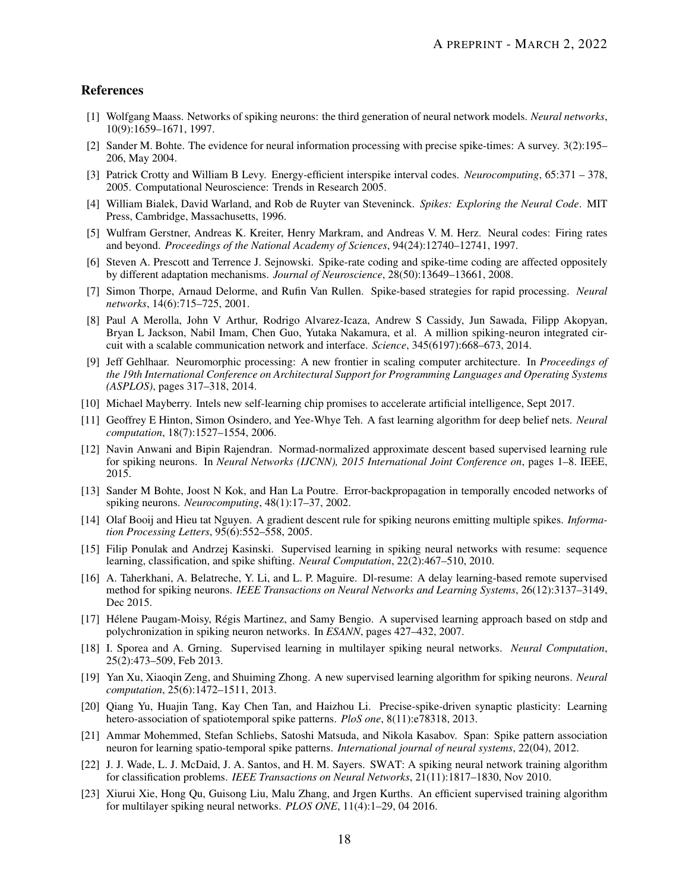## References

[1] Wolfgang Maass. Networks of spiking neurons: the third generation of neural network models. *Neural networks*, 10(9):1659–1671, 1997.

[2] Sander M. Bohte. The evidence for neural information processing with precise spike-times: A survey. 3(2):195–206, May 2004.

[3] Patrick Crotty and William B Levy. Energy-efficient interspike interval codes. *Neurocomputing*, 65:371 – 378, 2005. Computational Neuroscience: Trends in Research 2005.

[4] William Bialek, David Warland, and Rob de Ruyter van Steveninck. *Spikes: Exploring the Neural Code*. MIT Press, Cambridge, Massachusetts, 1996.

[5] Wulfram Gerstner, Andreas K. Kreiter, Henry Markram, and Andreas V. M. Herz. Neural codes: Firing rates and beyond. *Proceedings of the National Academy of Sciences*, 94(24):12740–12741, 1997.

[6] Steven A. Prescott and Terrence J. Sejnowski. Spike-rate coding and spike-time coding are affected oppositely by different adaptation mechanisms. *Journal of Neuroscience*, 28(50):13649–13661, 2008.

[7] Simon Thorpe, Arnaud Delorme, and Rufin Van Rullen. Spike-based strategies for rapid processing. *Neural networks*, 14(6):715–725, 2001.

[8] Paul A Merolla, John V Arthur, Rodrigo Alvarez-Icaza, Andrew S Cassidy, Jun Sawada, Filipp Akopyan, Bryan L Jackson, Nabil Imam, Chen Guo, Yutaka Nakamura, et al. A million spiking-neuron integrated circuit with a scalable communication network and interface. *Science*, 345(6197):668–673, 2014.

[9] Jeff Gehlhaar. Neuromorphic processing: A new frontier in scaling computer architecture. In *Proceedings of the 19th International Conference on Architectural Support for Programming Languages and Operating Systems (ASPLOS)*, pages 317–318, 2014.

[10] Michael Mayberry. Intels new self-learning chip promises to accelerate artificial intelligence, Sept 2017.

[11] Geoffrey E Hinton, Simon Osindero, and Yee-Whye Teh. A fast learning algorithm for deep belief nets. *Neural computation*, 18(7):1527–1554, 2006.

[12] Navin Anwani and Bipin Rajendran. Normad-normalized approximate descent based supervised learning rule for spiking neurons. In *Neural Networks (IJCNN), 2015 International Joint Conference on*, pages 1–8. IEEE, 2015.

[13] Sander M Bohte, Joost N Kok, and Han La Poutre. Error-backpropagation in temporally encoded networks of spiking neurons. *Neurocomputing*, 48(1):17–37, 2002.

[14] Olaf Booij and Hieu tat Nguyen. A gradient descent rule for spiking neurons emitting multiple spikes. *Information Processing Letters*, 95(6):552–558, 2005.

[15] Filip Ponulak and Andrzej Kasinski. Supervised learning in spiking neural networks with resume: sequence learning, classification, and spike shifting. *Neural Computation*, 22(2):467–510, 2010.

[16] A. Taherkhani, A. Belatreche, Y. Li, and L. P. Maguire. Dl-resume: A delay learning-based remote supervised method for spiking neurons. *IEEE Transactions on Neural Networks and Learning Systems*, 26(12):3137–3149, Dec 2015.

[17] Hélene Paugam-Moisy, Régis Martinez, and Samy Bengio. A supervised learning approach based on stdp and polychronization in spiking neuron networks. In *ESANN*, pages 427–432, 2007.

[18] I. Sporea and A. Grning. Supervised learning in multilayer spiking neural networks. *Neural Computation*, 25(2):473–509, Feb 2013.

[19] Yan Xu, Xiaoqin Zeng, and Shuiming Zhong. A new supervised learning algorithm for spiking neurons. *Neural computation*, 25(6):1472–1511, 2013.

[20] Qiang Yu, Huajin Tang, Kay Chen Tan, and Haizhou Li. Precise-spike-driven synaptic plasticity: Learning hetero-association of spatiotemporal spike patterns. *PloS one*, 8(11):e78318, 2013.

[21] Ammar Mohemmed, Stefan Schliebs, Satoshi Matsuda, and Nikola Kasabov. Span: Spike pattern association neuron for learning spatio-temporal spike patterns. *International journal of neural systems*, 22(04), 2012.

[22] J. J. Wade, L. J. McDaid, J. A. Santos, and H. M. Sayers. SWAT: A spiking neural network training algorithm for classification problems. *IEEE Transactions on Neural Networks*, 21(11):1817–1830, Nov 2010.

[23] Xiurui Xie, Hong Qu, Guisong Liu, Malu Zhang, and Jrgen Kurths. An efficient supervised training algorithm for multilayer spiking neural networks. *PLOS ONE*, 11(4):1–29, 04 2016.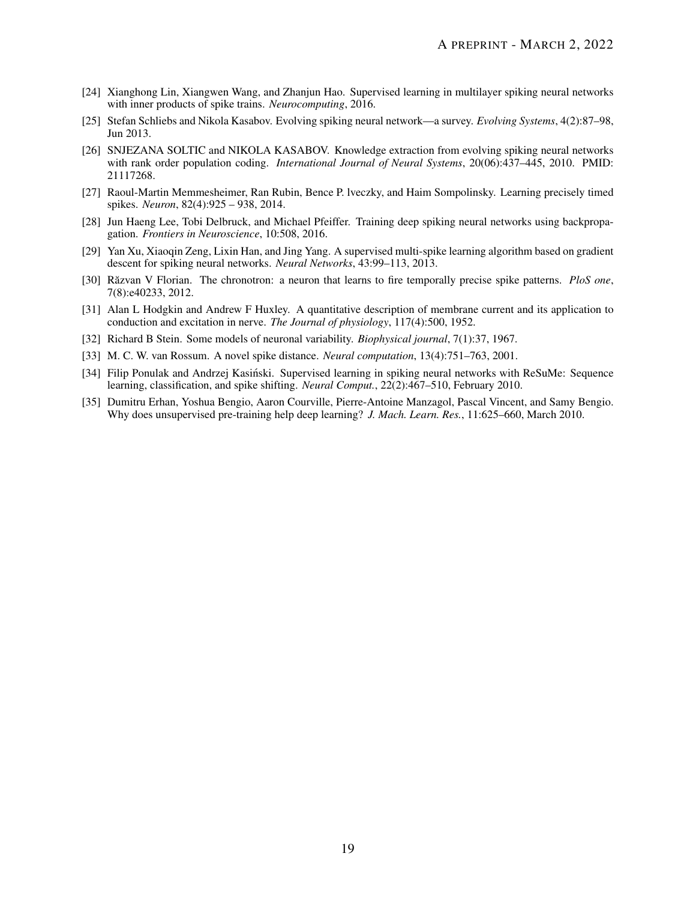[24] Xianghong Lin, Xiangwen Wang, and Zhanjun Hao. Supervised learning in multilayer spiking neural networks with inner products of spike trains. *Neurocomputing*, 2016.

[25] Stefan Schliebs and Nikola Kasabov. Evolving spiking neural network—a survey. *Evolving Systems*, 4(2):87–98, Jun 2013.

[26] SNJEZANA SOLTIC and NIKOLA KASABOV. Knowledge extraction from evolving spiking neural networks with rank order population coding. *International Journal of Neural Systems*, 20(06):437–445, 2010. PMID: 21117268.

[27] Raoul-Martin Memmesheimer, Ran Rubin, Bence P. lveczky, and Haim Sompolinsky. Learning precisely timed spikes. *Neuron*, 82(4):925 – 938, 2014.

[28] Jun Haeng Lee, Tobi Delbruck, and Michael Pfeiffer. Training deep spiking neural networks using backpropagation. *Frontiers in Neuroscience*, 10:508, 2016.

[29] Yan Xu, Xiaoqin Zeng, Lixin Han, and Jing Yang. A supervised multi-spike learning algorithm based on gradient descent for spiking neural networks. *Neural Networks*, 43:99–113, 2013.

[30] Răzvan V Florian. The chronotron: a neuron that learns to fire temporally precise spike patterns. *PloS one*, 7(8):e40233, 2012.

[31] Alan L Hodgkin and Andrew F Huxley. A quantitative description of membrane current and its application to conduction and excitation in nerve. *The Journal of physiology*, 117(4):500, 1952.

[32] Richard B Stein. Some models of neuronal variability. *Biophysical journal*, 7(1):37, 1967.

[33] M. C. W. van Rossum. A novel spike distance. *Neural computation*, 13(4):751–763, 2001.

[34] Filip Ponulak and Andrzej Kasiński. Supervised learning in spiking neural networks with ReSuMe: Sequence learning, classification, and spike shifting. *Neural Comput.*, 22(2):467–510, February 2010.

[35] Dumitru Erhan, Yoshua Bengio, Aaron Courville, Pierre-Antoine Manzagol, Pascal Vincent, and Samy Bengio. Why does unsupervised pre-training help deep learning? *J. Mach. Learn. Res.*, 11:625–660, March 2010.